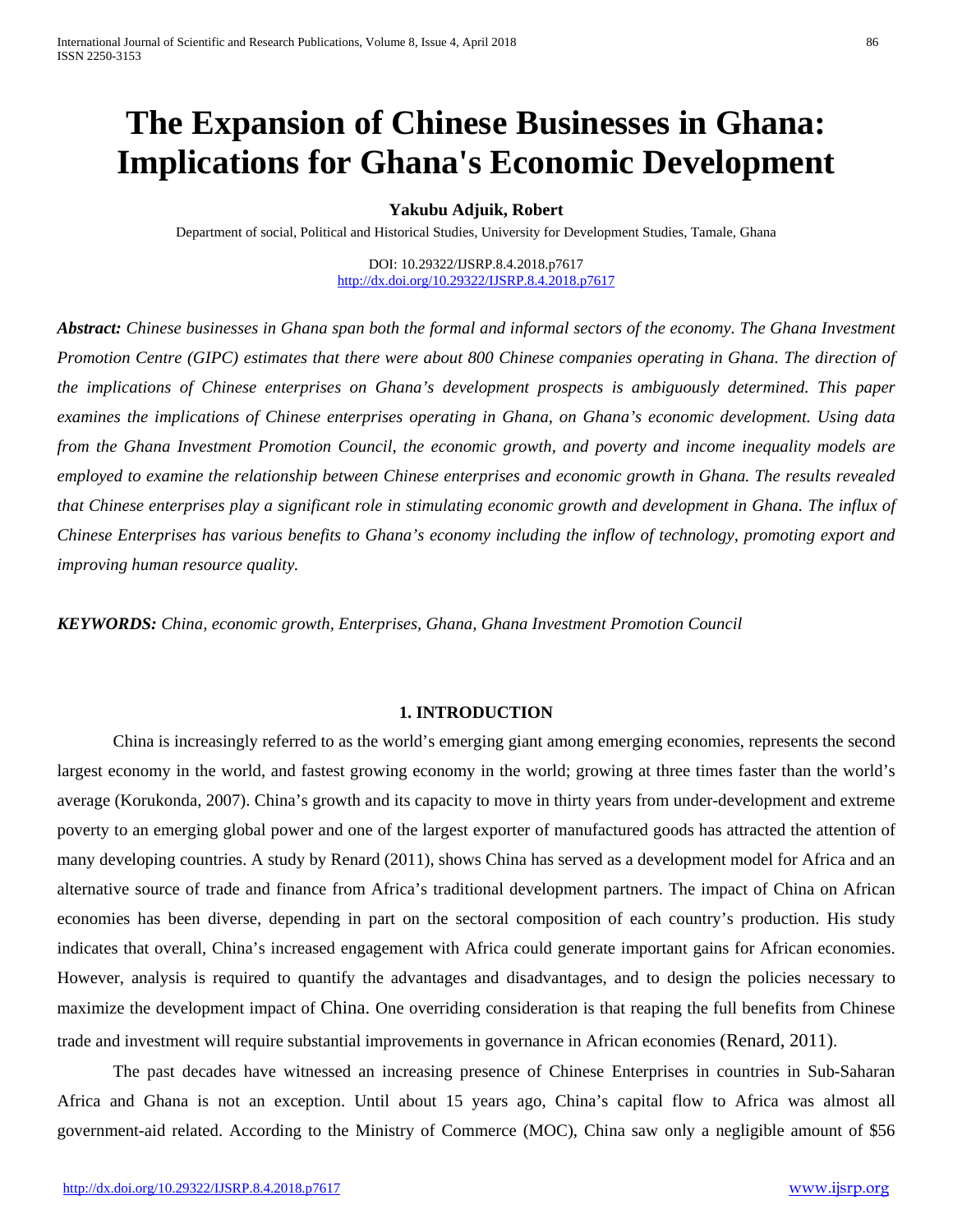# The Expansion of Chinese Businesses in Ghana: Implications for Ghana's Economic Development

**Yakubu Adjuik, Robert**

Department of social, Political and Historical Studies, University for Development Studies, Tamale, Ghana

DOI: 10.29322/IJSRP.8.4.2018.p7617
http://dx.doi.org/10.29322/IJSRP.8.4.2018.p7617

***Abstract:*** *Chinese businesses in Ghana span both the formal and informal sectors of the economy. The Ghana Investment Promotion Centre (GIPC) estimates that there were about 800 Chinese companies operating in Ghana. The direction of the implications of Chinese enterprises on Ghana's development prospects is ambiguously determined. This paper examines the implications of Chinese enterprises operating in Ghana, on Ghana's economic development. Using data from the Ghana Investment Promotion Council, the economic growth, and poverty and income inequality models are employed to examine the relationship between Chinese enterprises and economic growth in Ghana. The results revealed that Chinese enterprises play a significant role in stimulating economic growth and development in Ghana. The influx of Chinese Enterprises has various benefits to Ghana's economy including the inflow of technology, promoting export and improving human resource quality.*

***KEYWORDS:*** *China, economic growth, Enterprises, Ghana, Ghana Investment Promotion Council*

## 1. INTRODUCTION

China is increasingly referred to as the world's emerging giant among emerging economies, represents the second largest economy in the world, and fastest growing economy in the world; growing at three times faster than the world's average (Korukonda, 2007). China's growth and its capacity to move in thirty years from under-development and extreme poverty to an emerging global power and one of the largest exporter of manufactured goods has attracted the attention of many developing countries. A study by Renard (2011), shows China has served as a development model for Africa and an alternative source of trade and finance from Africa's traditional development partners. The impact of China on African economies has been diverse, depending in part on the sectoral composition of each country's production. His study indicates that overall, China's increased engagement with Africa could generate important gains for African economies. However, analysis is required to quantify the advantages and disadvantages, and to design the policies necessary to maximize the development impact of China. One overriding consideration is that reaping the full benefits from Chinese trade and investment will require substantial improvements in governance in African economies (Renard, 2011).

The past decades have witnessed an increasing presence of Chinese Enterprises in countries in Sub-Saharan Africa and Ghana is not an exception. Until about 15 years ago, China's capital flow to Africa was almost all government-aid related. According to the Ministry of Commerce (MOC), China saw only a negligible amount of $56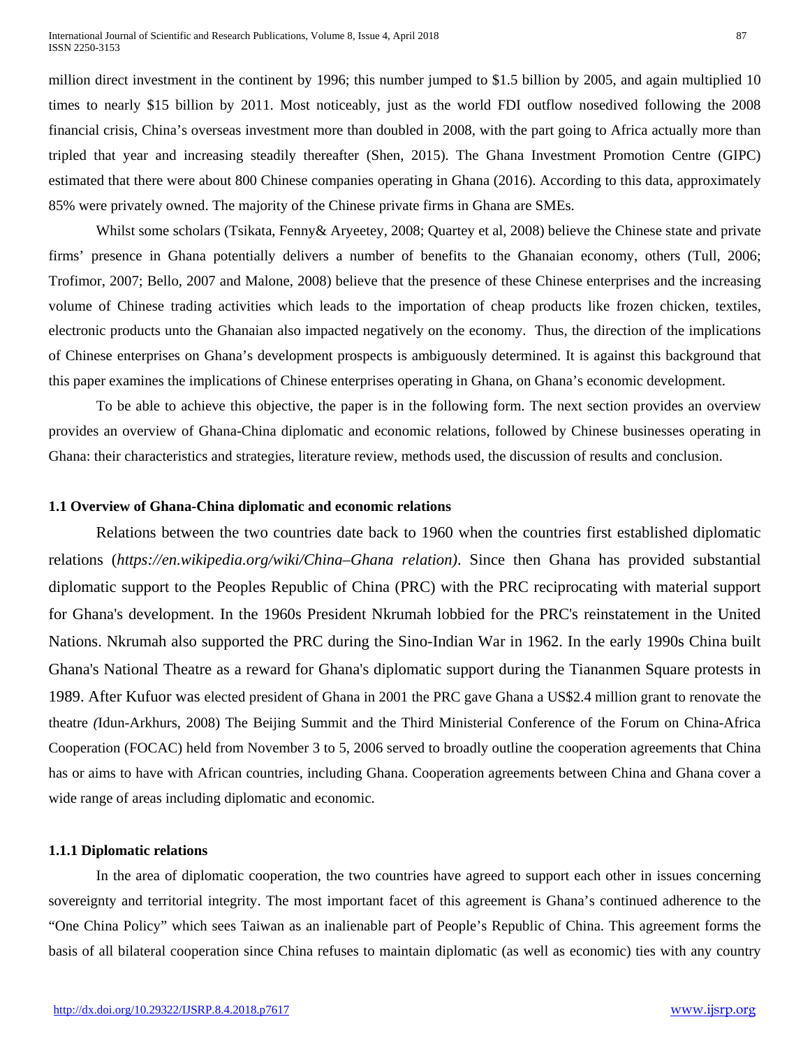million direct investment in the continent by 1996; this number jumped to $1.5 billion by 2005, and again multiplied 10 times to nearly $15 billion by 2011. Most noticeably, just as the world FDI outflow nosedived following the 2008 financial crisis, China's overseas investment more than doubled in 2008, with the part going to Africa actually more than tripled that year and increasing steadily thereafter (Shen, 2015). The Ghana Investment Promotion Centre (GIPC) estimated that there were about 800 Chinese companies operating in Ghana (2016). According to this data, approximately 85% were privately owned. The majority of the Chinese private firms in Ghana are SMEs.

Whilst some scholars (Tsikata, Fenny& Aryeetey, 2008; Quartey et al, 2008) believe the Chinese state and private firms' presence in Ghana potentially delivers a number of benefits to the Ghanaian economy, others (Tull, 2006; Trofimor, 2007; Bello, 2007 and Malone, 2008) believe that the presence of these Chinese enterprises and the increasing volume of Chinese trading activities which leads to the importation of cheap products like frozen chicken, textiles, electronic products unto the Ghanaian also impacted negatively on the economy. Thus, the direction of the implications of Chinese enterprises on Ghana's development prospects is ambiguously determined. It is against this background that this paper examines the implications of Chinese enterprises operating in Ghana, on Ghana's economic development.

To be able to achieve this objective, the paper is in the following form. The next section provides an overview provides an overview of Ghana-China diplomatic and economic relations, followed by Chinese businesses operating in Ghana: their characteristics and strategies, literature review, methods used, the discussion of results and conclusion.

### 1.1 Overview of Ghana-China diplomatic and economic relations

Relations between the two countries date back to 1960 when the countries first established diplomatic relations (*https://en.wikipedia.org/wiki/China–Ghana relation)*. Since then Ghana has provided substantial diplomatic support to the Peoples Republic of China (PRC) with the PRC reciprocating with material support for Ghana's development. In the 1960s President Nkrumah lobbied for the PRC's reinstatement in the United Nations. Nkrumah also supported the PRC during the Sino-Indian War in 1962. In the early 1990s China built Ghana's National Theatre as a reward for Ghana's diplomatic support during the Tiananmen Square protests in 1989. After Kufuor was elected president of Ghana in 2001 the PRC gave Ghana a US$2.4 million grant to renovate the theatre *(*Idun-Arkhurs, 2008) The Beijing Summit and the Third Ministerial Conference of the Forum on China-Africa Cooperation (FOCAC) held from November 3 to 5, 2006 served to broadly outline the cooperation agreements that China has or aims to have with African countries, including Ghana. Cooperation agreements between China and Ghana cover a wide range of areas including diplomatic and economic.

#### 1.1.1 Diplomatic relations

In the area of diplomatic cooperation, the two countries have agreed to support each other in issues concerning sovereignty and territorial integrity. The most important facet of this agreement is Ghana's continued adherence to the "One China Policy" which sees Taiwan as an inalienable part of People's Republic of China. This agreement forms the basis of all bilateral cooperation since China refuses to maintain diplomatic (as well as economic) ties with any country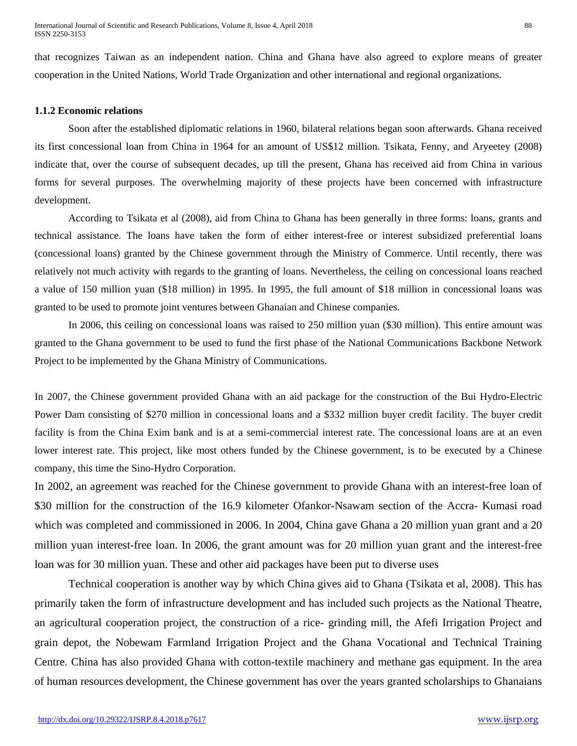that recognizes Taiwan as an independent nation. China and Ghana have also agreed to explore means of greater cooperation in the United Nations, World Trade Organization and other international and regional organizations.

### 1.1.2 Economic relations

Soon after the established diplomatic relations in 1960, bilateral relations began soon afterwards. Ghana received its first concessional loan from China in 1964 for an amount of US$12 million. Tsikata, Fenny, and Aryeetey (2008) indicate that, over the course of subsequent decades, up till the present, Ghana has received aid from China in various forms for several purposes. The overwhelming majority of these projects have been concerned with infrastructure development.

According to Tsikata et al (2008), aid from China to Ghana has been generally in three forms: loans, grants and technical assistance. The loans have taken the form of either interest-free or interest subsidized preferential loans (concessional loans) granted by the Chinese government through the Ministry of Commerce. Until recently, there was relatively not much activity with regards to the granting of loans. Nevertheless, the ceiling on concessional loans reached a value of 150 million yuan ($18 million) in 1995. In 1995, the full amount of $18 million in concessional loans was granted to be used to promote joint ventures between Ghanaian and Chinese companies.

In 2006, this ceiling on concessional loans was raised to 250 million yuan ($30 million). This entire amount was granted to the Ghana government to be used to fund the first phase of the National Communications Backbone Network Project to be implemented by the Ghana Ministry of Communications.

In 2007, the Chinese government provided Ghana with an aid package for the construction of the Bui Hydro-Electric Power Dam consisting of $270 million in concessional loans and a $332 million buyer credit facility. The buyer credit facility is from the China Exim bank and is at a semi-commercial interest rate. The concessional loans are at an even lower interest rate. This project, like most others funded by the Chinese government, is to be executed by a Chinese company, this time the Sino-Hydro Corporation.

In 2002, an agreement was reached for the Chinese government to provide Ghana with an interest-free loan of $30 million for the construction of the 16.9 kilometer Ofankor-Nsawam section of the Accra- Kumasi road which was completed and commissioned in 2006. In 2004, China gave Ghana a 20 million yuan grant and a 20 million yuan interest-free loan. In 2006, the grant amount was for 20 million yuan grant and the interest-free loan was for 30 million yuan. These and other aid packages have been put to diverse uses

Technical cooperation is another way by which China gives aid to Ghana (Tsikata et al, 2008). This has primarily taken the form of infrastructure development and has included such projects as the National Theatre, an agricultural cooperation project, the construction of a rice- grinding mill, the Afefi Irrigation Project and grain depot, the Nobewam Farmland Irrigation Project and the Ghana Vocational and Technical Training Centre. China has also provided Ghana with cotton-textile machinery and methane gas equipment. In the area of human resources development, the Chinese government has over the years granted scholarships to Ghanaians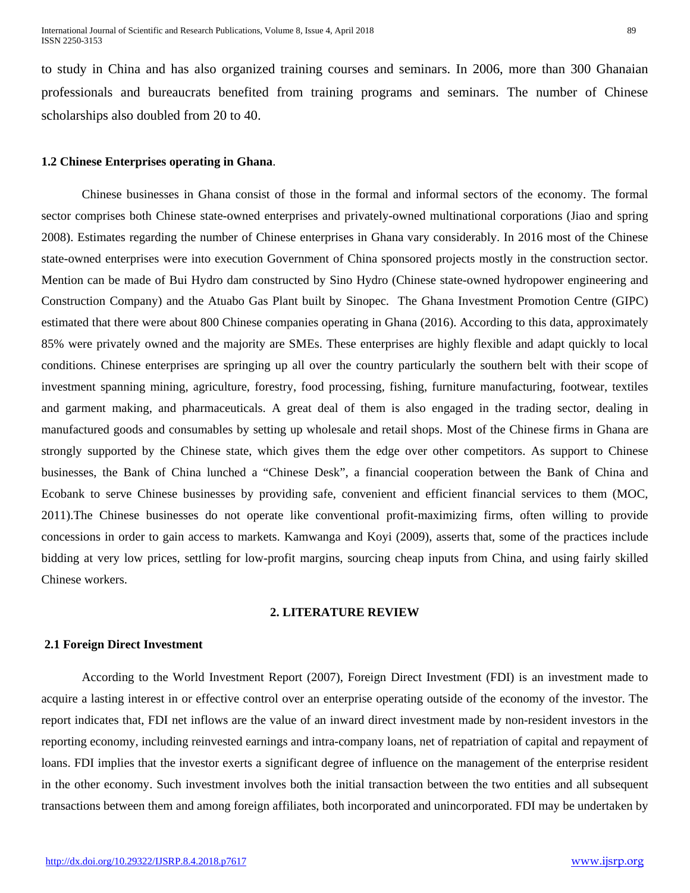to study in China and has also organized training courses and seminars. In 2006, more than 300 Ghanaian professionals and bureaucrats benefited from training programs and seminars. The number of Chinese scholarships also doubled from 20 to 40.

### 1.2 Chinese Enterprises operating in Ghana.

Chinese businesses in Ghana consist of those in the formal and informal sectors of the economy. The formal sector comprises both Chinese state-owned enterprises and privately-owned multinational corporations (Jiao and spring 2008). Estimates regarding the number of Chinese enterprises in Ghana vary considerably. In 2016 most of the Chinese state-owned enterprises were into execution Government of China sponsored projects mostly in the construction sector. Mention can be made of Bui Hydro dam constructed by Sino Hydro (Chinese state-owned hydropower engineering and Construction Company) and the Atuabo Gas Plant built by Sinopec. The Ghana Investment Promotion Centre (GIPC) estimated that there were about 800 Chinese companies operating in Ghana (2016). According to this data, approximately 85% were privately owned and the majority are SMEs. These enterprises are highly flexible and adapt quickly to local conditions. Chinese enterprises are springing up all over the country particularly the southern belt with their scope of investment spanning mining, agriculture, forestry, food processing, fishing, furniture manufacturing, footwear, textiles and garment making, and pharmaceuticals. A great deal of them is also engaged in the trading sector, dealing in manufactured goods and consumables by setting up wholesale and retail shops. Most of the Chinese firms in Ghana are strongly supported by the Chinese state, which gives them the edge over other competitors. As support to Chinese businesses, the Bank of China lunched a "Chinese Desk", a financial cooperation between the Bank of China and Ecobank to serve Chinese businesses by providing safe, convenient and efficient financial services to them (MOC, 2011).The Chinese businesses do not operate like conventional profit-maximizing firms, often willing to provide concessions in order to gain access to markets. Kamwanga and Koyi (2009), asserts that, some of the practices include bidding at very low prices, settling for low-profit margins, sourcing cheap inputs from China, and using fairly skilled Chinese workers.

## 2. LITERATURE REVIEW

### 2.1 Foreign Direct Investment

According to the World Investment Report (2007), Foreign Direct Investment (FDI) is an investment made to acquire a lasting interest in or effective control over an enterprise operating outside of the economy of the investor. The report indicates that, FDI net inflows are the value of an inward direct investment made by non-resident investors in the reporting economy, including reinvested earnings and intra-company loans, net of repatriation of capital and repayment of loans. FDI implies that the investor exerts a significant degree of influence on the management of the enterprise resident in the other economy. Such investment involves both the initial transaction between the two entities and all subsequent transactions between them and among foreign affiliates, both incorporated and unincorporated. FDI may be undertaken by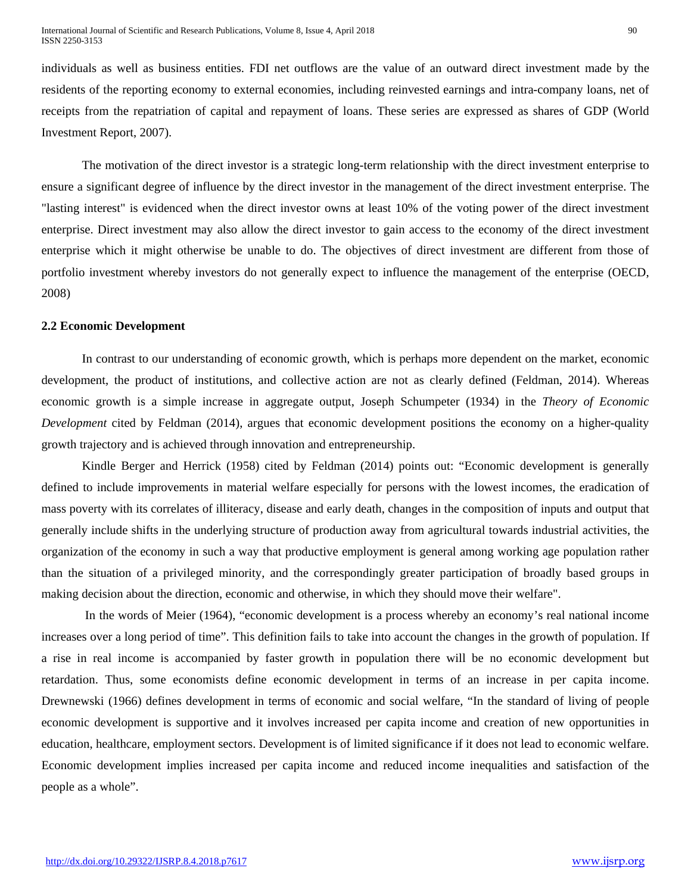individuals as well as business entities. FDI net outflows are the value of an outward direct investment made by the residents of the reporting economy to external economies, including reinvested earnings and intra-company loans, net of receipts from the repatriation of capital and repayment of loans. These series are expressed as shares of GDP (World Investment Report, 2007).

The motivation of the direct investor is a strategic long-term relationship with the direct investment enterprise to ensure a significant degree of influence by the direct investor in the management of the direct investment enterprise. The "lasting interest" is evidenced when the direct investor owns at least 10% of the voting power of the direct investment enterprise. Direct investment may also allow the direct investor to gain access to the economy of the direct investment enterprise which it might otherwise be unable to do. The objectives of direct investment are different from those of portfolio investment whereby investors do not generally expect to influence the management of the enterprise (OECD, 2008)

### 2.2 Economic Development

In contrast to our understanding of economic growth, which is perhaps more dependent on the market, economic development, the product of institutions, and collective action are not as clearly defined (Feldman, 2014). Whereas economic growth is a simple increase in aggregate output, Joseph Schumpeter (1934) in the *Theory of Economic Development* cited by Feldman (2014), argues that economic development positions the economy on a higher-quality growth trajectory and is achieved through innovation and entrepreneurship.

Kindle Berger and Herrick (1958) cited by Feldman (2014) points out: “Economic development is generally defined to include improvements in material welfare especially for persons with the lowest incomes, the eradication of mass poverty with its correlates of illiteracy, disease and early death, changes in the composition of inputs and output that generally include shifts in the underlying structure of production away from agricultural towards industrial activities, the organization of the economy in such a way that productive employment is general among working age population rather than the situation of a privileged minority, and the correspondingly greater participation of broadly based groups in making decision about the direction, economic and otherwise, in which they should move their welfare".

In the words of Meier (1964), “economic development is a process whereby an economy’s real national income increases over a long period of time”. This definition fails to take into account the changes in the growth of population. If a rise in real income is accompanied by faster growth in population there will be no economic development but retardation. Thus, some economists define economic development in terms of an increase in per capita income. Drewnewski (1966) defines development in terms of economic and social welfare, “In the standard of living of people economic development is supportive and it involves increased per capita income and creation of new opportunities in education, healthcare, employment sectors. Development is of limited significance if it does not lead to economic welfare. Economic development implies increased per capita income and reduced income inequalities and satisfaction of the people as a whole”.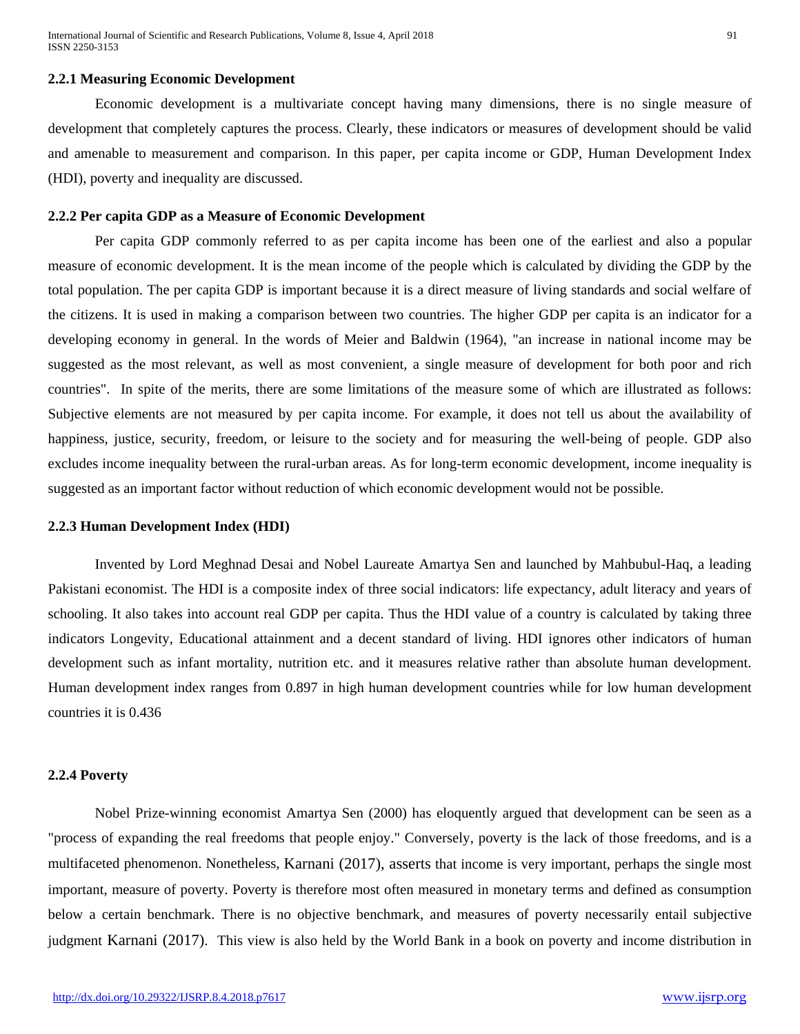### 2.2.1 Measuring Economic Development

Economic development is a multivariate concept having many dimensions, there is no single measure of development that completely captures the process. Clearly, these indicators or measures of development should be valid and amenable to measurement and comparison. In this paper, per capita income or GDP, Human Development Index (HDI), poverty and inequality are discussed.

### 2.2.2 Per capita GDP as a Measure of Economic Development

Per capita GDP commonly referred to as per capita income has been one of the earliest and also a popular measure of economic development. It is the mean income of the people which is calculated by dividing the GDP by the total population. The per capita GDP is important because it is a direct measure of living standards and social welfare of the citizens. It is used in making a comparison between two countries. The higher GDP per capita is an indicator for a developing economy in general. In the words of Meier and Baldwin (1964), "an increase in national income may be suggested as the most relevant, as well as most convenient, a single measure of development for both poor and rich countries". In spite of the merits, there are some limitations of the measure some of which are illustrated as follows: Subjective elements are not measured by per capita income. For example, it does not tell us about the availability of happiness, justice, security, freedom, or leisure to the society and for measuring the well-being of people. GDP also excludes income inequality between the rural-urban areas. As for long-term economic development, income inequality is suggested as an important factor without reduction of which economic development would not be possible.

### 2.2.3 Human Development Index (HDI)

Invented by Lord Meghnad Desai and Nobel Laureate Amartya Sen and launched by Mahbubul-Haq, a leading Pakistani economist. The HDI is a composite index of three social indicators: life expectancy, adult literacy and years of schooling. It also takes into account real GDP per capita. Thus the HDI value of a country is calculated by taking three indicators Longevity, Educational attainment and a decent standard of living. HDI ignores other indicators of human development such as infant mortality, nutrition etc. and it measures relative rather than absolute human development. Human development index ranges from 0.897 in high human development countries while for low human development countries it is 0.436

### 2.2.4 Poverty

Nobel Prize-winning economist Amartya Sen (2000) has eloquently argued that development can be seen as a "process of expanding the real freedoms that people enjoy." Conversely, poverty is the lack of those freedoms, and is a multifaceted phenomenon. Nonetheless, Karnani (2017), asserts that income is very important, perhaps the single most important, measure of poverty. Poverty is therefore most often measured in monetary terms and defined as consumption below a certain benchmark. There is no objective benchmark, and measures of poverty necessarily entail subjective judgment Karnani (2017). This view is also held by the World Bank in a book on poverty and income distribution in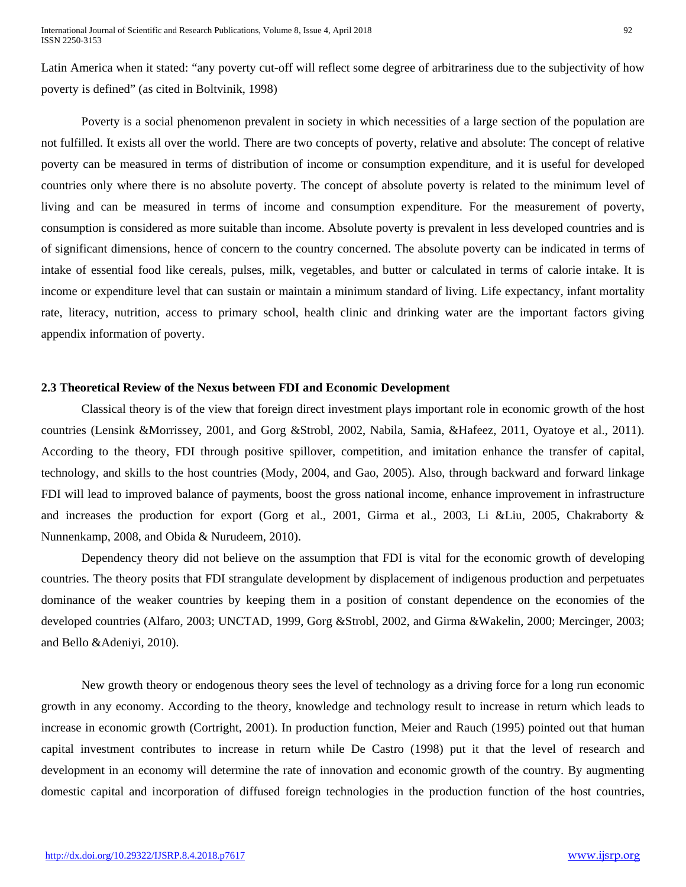Latin America when it stated: "any poverty cut-off will reflect some degree of arbitrariness due to the subjectivity of how poverty is defined" (as cited in Boltvinik, 1998)

Poverty is a social phenomenon prevalent in society in which necessities of a large section of the population are not fulfilled. It exists all over the world. There are two concepts of poverty, relative and absolute: The concept of relative poverty can be measured in terms of distribution of income or consumption expenditure, and it is useful for developed countries only where there is no absolute poverty. The concept of absolute poverty is related to the minimum level of living and can be measured in terms of income and consumption expenditure. For the measurement of poverty, consumption is considered as more suitable than income. Absolute poverty is prevalent in less developed countries and is of significant dimensions, hence of concern to the country concerned. The absolute poverty can be indicated in terms of intake of essential food like cereals, pulses, milk, vegetables, and butter or calculated in terms of calorie intake. It is income or expenditure level that can sustain or maintain a minimum standard of living. Life expectancy, infant mortality rate, literacy, nutrition, access to primary school, health clinic and drinking water are the important factors giving appendix information of poverty.

### 2.3 Theoretical Review of the Nexus between FDI and Economic Development

Classical theory is of the view that foreign direct investment plays important role in economic growth of the host countries (Lensink &Morrissey, 2001, and Gorg &Strobl, 2002, Nabila, Samia, &Hafeez, 2011, Oyatoye et al., 2011). According to the theory, FDI through positive spillover, competition, and imitation enhance the transfer of capital, technology, and skills to the host countries (Mody, 2004, and Gao, 2005). Also, through backward and forward linkage FDI will lead to improved balance of payments, boost the gross national income, enhance improvement in infrastructure and increases the production for export (Gorg et al., 2001, Girma et al., 2003, Li &Liu, 2005, Chakraborty & Nunnenkamp, 2008, and Obida & Nurudeem, 2010).

Dependency theory did not believe on the assumption that FDI is vital for the economic growth of developing countries. The theory posits that FDI strangulate development by displacement of indigenous production and perpetuates dominance of the weaker countries by keeping them in a position of constant dependence on the economies of the developed countries (Alfaro, 2003; UNCTAD, 1999, Gorg &Strobl, 2002, and Girma &Wakelin, 2000; Mercinger, 2003; and Bello &Adeniyi, 2010).

New growth theory or endogenous theory sees the level of technology as a driving force for a long run economic growth in any economy. According to the theory, knowledge and technology result to increase in return which leads to increase in economic growth (Cortright, 2001). In production function, Meier and Rauch (1995) pointed out that human capital investment contributes to increase in return while De Castro (1998) put it that the level of research and development in an economy will determine the rate of innovation and economic growth of the country. By augmenting domestic capital and incorporation of diffused foreign technologies in the production function of the host countries,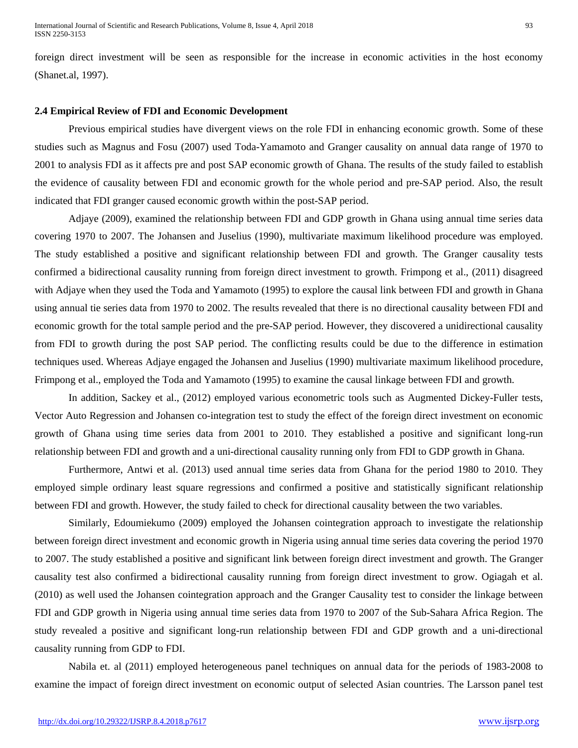foreign direct investment will be seen as responsible for the increase in economic activities in the host economy (Shanet.al, 1997).

### 2.4 Empirical Review of FDI and Economic Development

Previous empirical studies have divergent views on the role FDI in enhancing economic growth. Some of these studies such as Magnus and Fosu (2007) used Toda-Yamamoto and Granger causality on annual data range of 1970 to 2001 to analysis FDI as it affects pre and post SAP economic growth of Ghana. The results of the study failed to establish the evidence of causality between FDI and economic growth for the whole period and pre-SAP period. Also, the result indicated that FDI granger caused economic growth within the post-SAP period.

Adjaye (2009), examined the relationship between FDI and GDP growth in Ghana using annual time series data covering 1970 to 2007. The Johansen and Juselius (1990), multivariate maximum likelihood procedure was employed. The study established a positive and significant relationship between FDI and growth. The Granger causality tests confirmed a bidirectional causality running from foreign direct investment to growth. Frimpong et al., (2011) disagreed with Adjaye when they used the Toda and Yamamoto (1995) to explore the causal link between FDI and growth in Ghana using annual tie series data from 1970 to 2002. The results revealed that there is no directional causality between FDI and economic growth for the total sample period and the pre-SAP period. However, they discovered a unidirectional causality from FDI to growth during the post SAP period. The conflicting results could be due to the difference in estimation techniques used. Whereas Adjaye engaged the Johansen and Juselius (1990) multivariate maximum likelihood procedure, Frimpong et al., employed the Toda and Yamamoto (1995) to examine the causal linkage between FDI and growth.

In addition, Sackey et al., (2012) employed various econometric tools such as Augmented Dickey-Fuller tests, Vector Auto Regression and Johansen co-integration test to study the effect of the foreign direct investment on economic growth of Ghana using time series data from 2001 to 2010. They established a positive and significant long-run relationship between FDI and growth and a uni-directional causality running only from FDI to GDP growth in Ghana.

Furthermore, Antwi et al. (2013) used annual time series data from Ghana for the period 1980 to 2010. They employed simple ordinary least square regressions and confirmed a positive and statistically significant relationship between FDI and growth. However, the study failed to check for directional causality between the two variables.

Similarly, Edoumiekumo (2009) employed the Johansen cointegration approach to investigate the relationship between foreign direct investment and economic growth in Nigeria using annual time series data covering the period 1970 to 2007. The study established a positive and significant link between foreign direct investment and growth. The Granger causality test also confirmed a bidirectional causality running from foreign direct investment to grow. Ogiagah et al. (2010) as well used the Johansen cointegration approach and the Granger Causality test to consider the linkage between FDI and GDP growth in Nigeria using annual time series data from 1970 to 2007 of the Sub-Sahara Africa Region. The study revealed a positive and significant long-run relationship between FDI and GDP growth and a uni-directional causality running from GDP to FDI.

Nabila et. al (2011) employed heterogeneous panel techniques on annual data for the periods of 1983-2008 to examine the impact of foreign direct investment on economic output of selected Asian countries. The Larsson panel test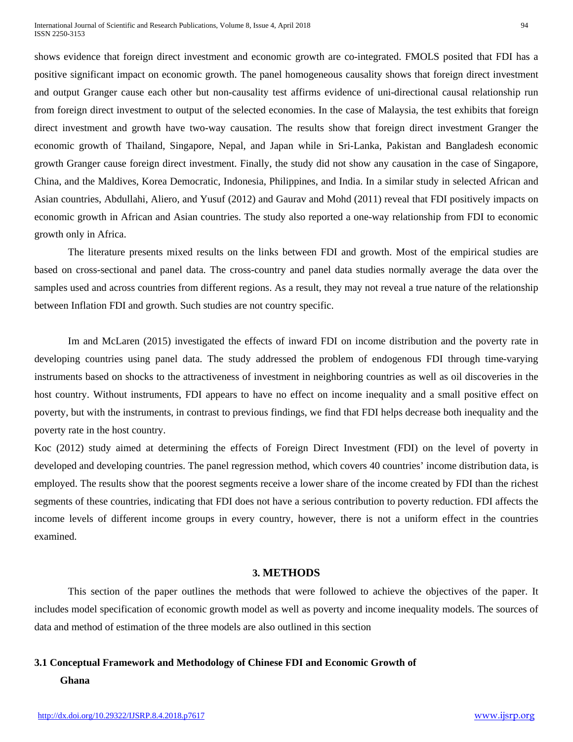shows evidence that foreign direct investment and economic growth are co-integrated. FMOLS posited that FDI has a positive significant impact on economic growth. The panel homogeneous causality shows that foreign direct investment and output Granger cause each other but non-causality test affirms evidence of uni-directional causal relationship run from foreign direct investment to output of the selected economies. In the case of Malaysia, the test exhibits that foreign direct investment and growth have two-way causation. The results show that foreign direct investment Granger the economic growth of Thailand, Singapore, Nepal, and Japan while in Sri-Lanka, Pakistan and Bangladesh economic growth Granger cause foreign direct investment. Finally, the study did not show any causation in the case of Singapore, China, and the Maldives, Korea Democratic, Indonesia, Philippines, and India. In a similar study in selected African and Asian countries, Abdullahi, Aliero, and Yusuf (2012) and Gaurav and Mohd (2011) reveal that FDI positively impacts on economic growth in African and Asian countries. The study also reported a one-way relationship from FDI to economic growth only in Africa.

The literature presents mixed results on the links between FDI and growth. Most of the empirical studies are based on cross-sectional and panel data. The cross-country and panel data studies normally average the data over the samples used and across countries from different regions. As a result, they may not reveal a true nature of the relationship between Inflation FDI and growth. Such studies are not country specific.

Im and McLaren (2015) investigated the effects of inward FDI on income distribution and the poverty rate in developing countries using panel data. The study addressed the problem of endogenous FDI through time-varying instruments based on shocks to the attractiveness of investment in neighboring countries as well as oil discoveries in the host country. Without instruments, FDI appears to have no effect on income inequality and a small positive effect on poverty, but with the instruments, in contrast to previous findings, we find that FDI helps decrease both inequality and the poverty rate in the host country.

Koc (2012) study aimed at determining the effects of Foreign Direct Investment (FDI) on the level of poverty in developed and developing countries. The panel regression method, which covers 40 countries' income distribution data, is employed. The results show that the poorest segments receive a lower share of the income created by FDI than the richest segments of these countries, indicating that FDI does not have a serious contribution to poverty reduction. FDI affects the income levels of different income groups in every country, however, there is not a uniform effect in the countries examined.

## 3. METHODS

This section of the paper outlines the methods that were followed to achieve the objectives of the paper. It includes model specification of economic growth model as well as poverty and income inequality models. The sources of data and method of estimation of the three models are also outlined in this section

### 3.1 Conceptual Framework and Methodology of Chinese FDI and Economic Growth of Ghana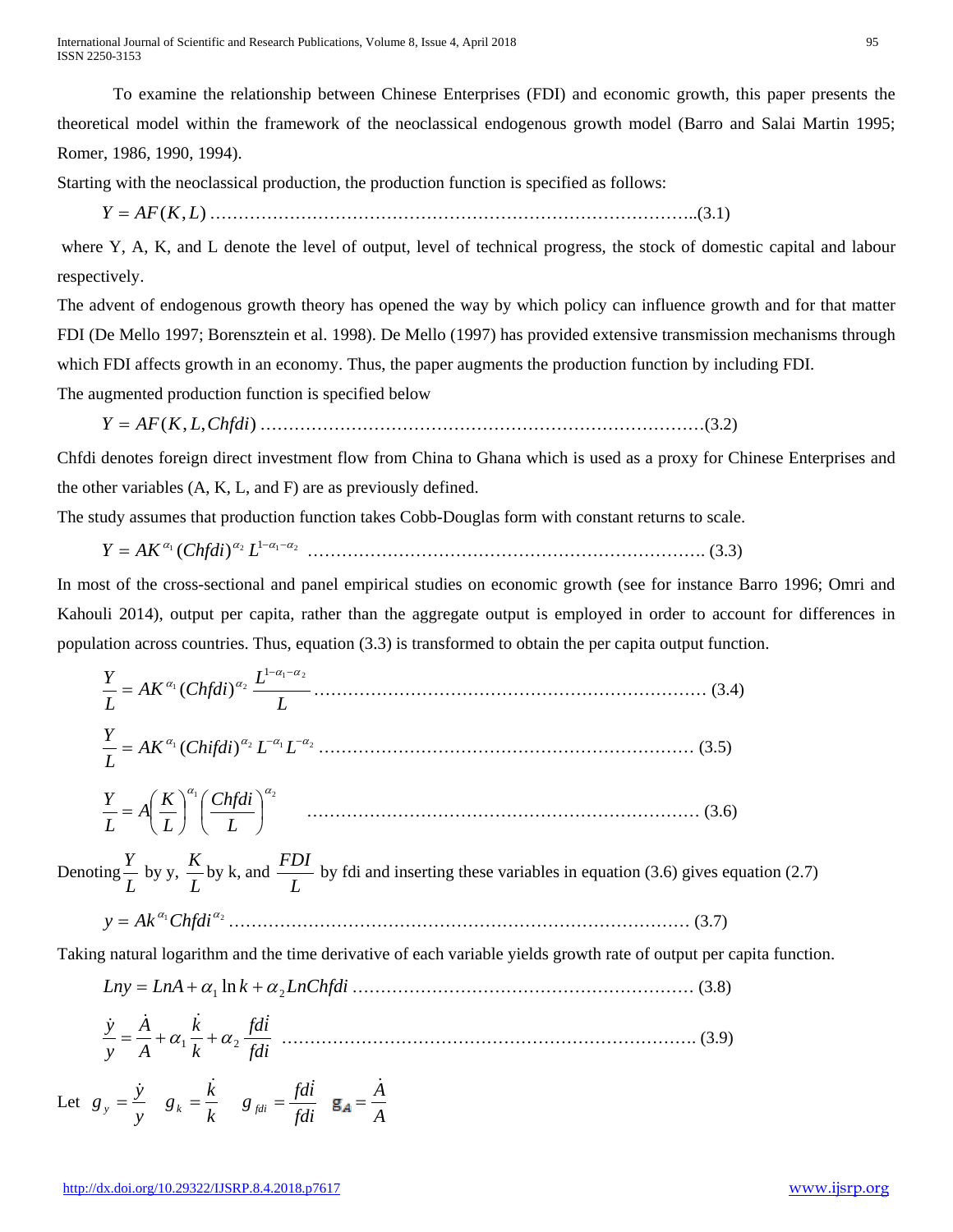To examine the relationship between Chinese Enterprises (FDI) and economic growth, this paper presents the theoretical model within the framework of the neoclassical endogenous growth model (Barro and Salai Martin 1995; Romer, 1986, 1990, 1994).

Starting with the neoclassical production, the production function is specified as follows:

$$Y = AF(K, L) \quad \text{......(3.1)}$$

where Y, A, K, and L denote the level of output, level of technical progress, the stock of domestic capital and labour respectively.

The advent of endogenous growth theory has opened the way by which policy can influence growth and for that matter FDI (De Mello 1997; Borensztein et al. 1998). De Mello (1997) has provided extensive transmission mechanisms through which FDI affects growth in an economy. Thus, the paper augments the production function by including FDI.

The augmented production function is specified below

$$Y = AF(K, L, Chfdi) \quad \text{......(3.2)}$$

Chfdi denotes foreign direct investment flow from China to Ghana which is used as a proxy for Chinese Enterprises and the other variables (A, K, L, and F) are as previously defined.

The study assumes that production function takes Cobb-Douglas form with constant returns to scale.

$$Y = AK^{\alpha_1}(Chfdi)^{\alpha_2}L^{1-\alpha_1-\alpha_2} \quad \text{...... (3.3)}$$

In most of the cross-sectional and panel empirical studies on economic growth (see for instance Barro 1996; Omri and Kahouli 2014), output per capita, rather than the aggregate output is employed in order to account for differences in population across countries. Thus, equation (3.3) is transformed to obtain the per capita output function.

$$\frac{Y}{L} = AK^{\alpha_1}(Chfdi)^{\alpha_2}\frac{L^{1-\alpha_1-\alpha_2}}{L} \quad \text{...... (3.4)}$$

$$\frac{Y}{L} = AK^{\alpha_1}(Chifdi)^{\alpha_2}L^{-\alpha_1}L^{-\alpha_2} \quad \text{...... (3.5)}$$

$$\frac{Y}{L} = A\left(\frac{K}{L}\right)^{\alpha_1}\left(\frac{Chfdi}{L}\right)^{\alpha_2} \quad \text{...... (3.6)}$$

Denoting $\frac{Y}{L}$ by y, $\frac{K}{L}$ by k, and $\frac{FDI}{L}$ by fdi and inserting these variables in equation (3.6) gives equation (2.7)

$$y = Ak^{\alpha_1}Chfdi^{\alpha_2} \quad \text{...... (3.7)}$$

Taking natural logarithm and the time derivative of each variable yields growth rate of output per capita function.

$$Lny = LnA + \alpha_1 \ln k + \alpha_2 LnChfdi \quad \text{...... (3.8)}$$

$$\frac{\dot{y}}{y} = \frac{\dot{A}}{A} + \alpha_1\frac{\dot{k}}{k} + \alpha_2\frac{\dot{fdi}}{fdi} \quad \text{...... (3.9)}$$

Let $g_y = \frac{\dot{y}}{y}$ $\quad g_k = \frac{\dot{k}}{k}$ $\quad g_{fdi} = \frac{\dot{fdi}}{fdi}$ $\quad g_A = \frac{\dot{A}}{A}$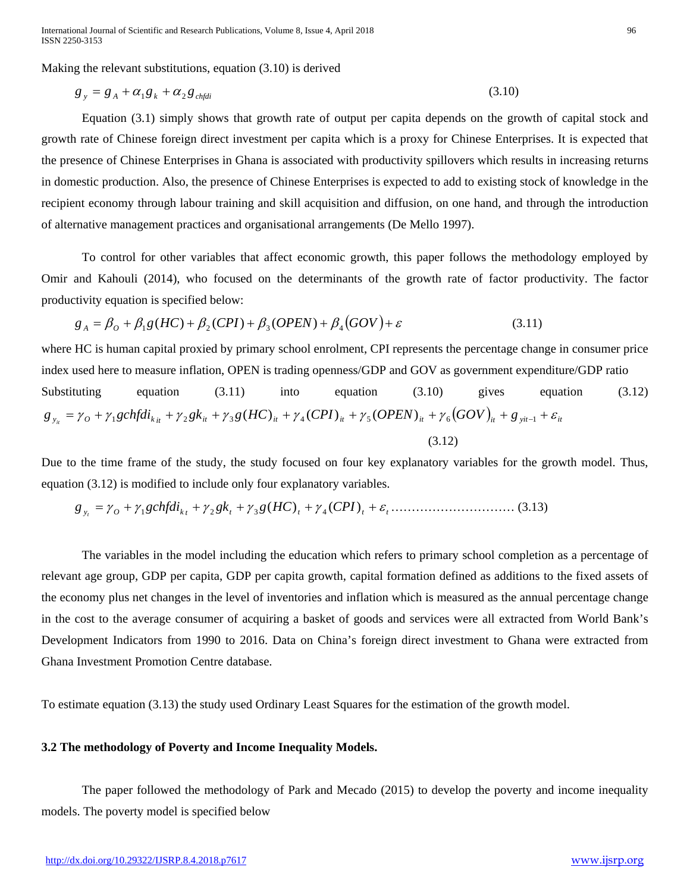Making the relevant substitutions, equation (3.10) is derived

$$g_y = g_A + \alpha_1 g_k + \alpha_2 g_{chfdi} \tag{3.10}$$

Equation (3.1) simply shows that growth rate of output per capita depends on the growth of capital stock and growth rate of Chinese foreign direct investment per capita which is a proxy for Chinese Enterprises. It is expected that the presence of Chinese Enterprises in Ghana is associated with productivity spillovers which results in increasing returns in domestic production. Also, the presence of Chinese Enterprises is expected to add to existing stock of knowledge in the recipient economy through labour training and skill acquisition and diffusion, on one hand, and through the introduction of alternative management practices and organisational arrangements (De Mello 1997).

To control for other variables that affect economic growth, this paper follows the methodology employed by Omir and Kahouli (2014), who focused on the determinants of the growth rate of factor productivity. The factor productivity equation is specified below:

$$g_A = \beta_O + \beta_1 g(HC) + \beta_2 (CPI) + \beta_3 (OPEN) + \beta_4 (GOV) + \varepsilon \tag{3.11}$$

where HC is human capital proxied by primary school enrolment, CPI represents the percentage change in consumer price index used here to measure inflation, OPEN is trading openness/GDP and GOV as government expenditure/GDP ratio

Substituting equation (3.11) into equation (3.10) gives equation (3.12)

$$g_{y_{it}} = \gamma_O + \gamma_1 gchfdi_{k\,it} + \gamma_2 gk_{it} + \gamma_3 g(HC)_{it} + \gamma_4 (CPI)_{it} + \gamma_5 (OPEN)_{it} + \gamma_6 (GOV)_{it} + g_{yit-1} + \varepsilon_{it} \tag{3.12}$$

Due to the time frame of the study, the study focused on four key explanatory variables for the growth model. Thus, equation (3.12) is modified to include only four explanatory variables.

$$g_{y_t} = \gamma_O + \gamma_1 gchfdi_{k\,t} + \gamma_2 gk_t + \gamma_3 g(HC)_t + \gamma_4 (CPI)_t + \varepsilon_t \tag{3.13}$$

The variables in the model including the education which refers to primary school completion as a percentage of relevant age group, GDP per capita, GDP per capita growth, capital formation defined as additions to the fixed assets of the economy plus net changes in the level of inventories and inflation which is measured as the annual percentage change in the cost to the average consumer of acquiring a basket of goods and services were all extracted from World Bank's Development Indicators from 1990 to 2016. Data on China's foreign direct investment to Ghana were extracted from Ghana Investment Promotion Centre database.

To estimate equation (3.13) the study used Ordinary Least Squares for the estimation of the growth model.

### 3.2 The methodology of Poverty and Income Inequality Models.

The paper followed the methodology of Park and Mecado (2015) to develop the poverty and income inequality models. The poverty model is specified below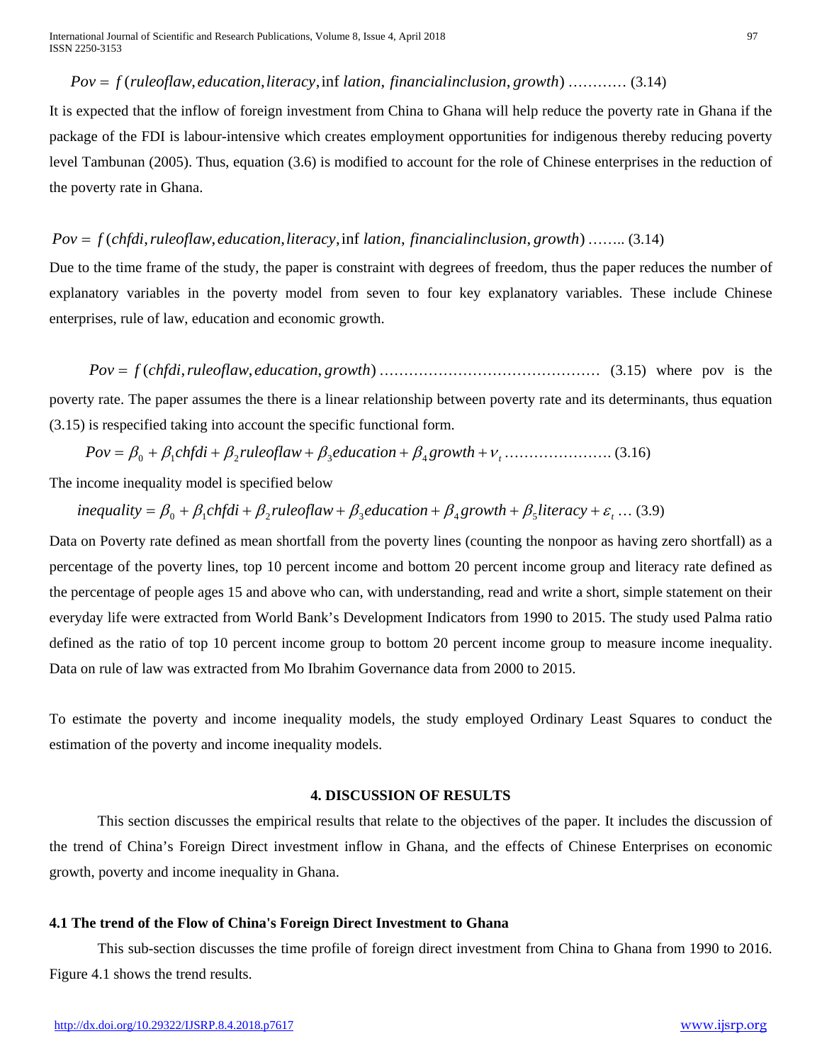$$Pov = f(ruleoflaw, education, literacy, \inf lation, financialinclusion, growth) \text{ ………… (3.14)}$$

It is expected that the inflow of foreign investment from China to Ghana will help reduce the poverty rate in Ghana if the package of the FDI is labour-intensive which creates employment opportunities for indigenous thereby reducing poverty level Tambunan (2005). Thus, equation (3.6) is modified to account for the role of Chinese enterprises in the reduction of the poverty rate in Ghana.

$$Pov = f(chfdi, ruleoflaw, education, literacy, \inf lation, financialinclusion, growth) \text{ …….. (3.14)}$$

Due to the time frame of the study, the paper is constraint with degrees of freedom, thus the paper reduces the number of explanatory variables in the poverty model from seven to four key explanatory variables. These include Chinese enterprises, rule of law, education and economic growth.

$$Pov = f(chfdi, ruleoflaw, education, growth) \text{ ……………………………………… (3.15)}$$

where pov is the poverty rate. The paper assumes the there is a linear relationship between poverty rate and its determinants, thus equation (3.15) is respecified taking into account the specific functional form.

$$Pov = \beta_0 + \beta_1 chfdi + \beta_2 ruleoflaw + \beta_3 education + \beta_4 growth + v_t \text{ …………………. (3.16)}$$

The income inequality model is specified below

$$inequality = \beta_0 + \beta_1 chfdi + \beta_2 ruleoflaw + \beta_3 education + \beta_4 growth + \beta_5 literacy + \varepsilon_t \text{ … (3.9)}$$

Data on Poverty rate defined as mean shortfall from the poverty lines (counting the nonpoor as having zero shortfall) as a percentage of the poverty lines, top 10 percent income and bottom 20 percent income group and literacy rate defined as the percentage of people ages 15 and above who can, with understanding, read and write a short, simple statement on their everyday life were extracted from World Bank's Development Indicators from 1990 to 2015. The study used Palma ratio defined as the ratio of top 10 percent income group to bottom 20 percent income group to measure income inequality. Data on rule of law was extracted from Mo Ibrahim Governance data from 2000 to 2015.

To estimate the poverty and income inequality models, the study employed Ordinary Least Squares to conduct the estimation of the poverty and income inequality models.

## 4. DISCUSSION OF RESULTS

This section discusses the empirical results that relate to the objectives of the paper. It includes the discussion of the trend of China's Foreign Direct investment inflow in Ghana, and the effects of Chinese Enterprises on economic growth, poverty and income inequality in Ghana.

### 4.1 The trend of the Flow of China's Foreign Direct Investment to Ghana

This sub-section discusses the time profile of foreign direct investment from China to Ghana from 1990 to 2016. Figure 4.1 shows the trend results.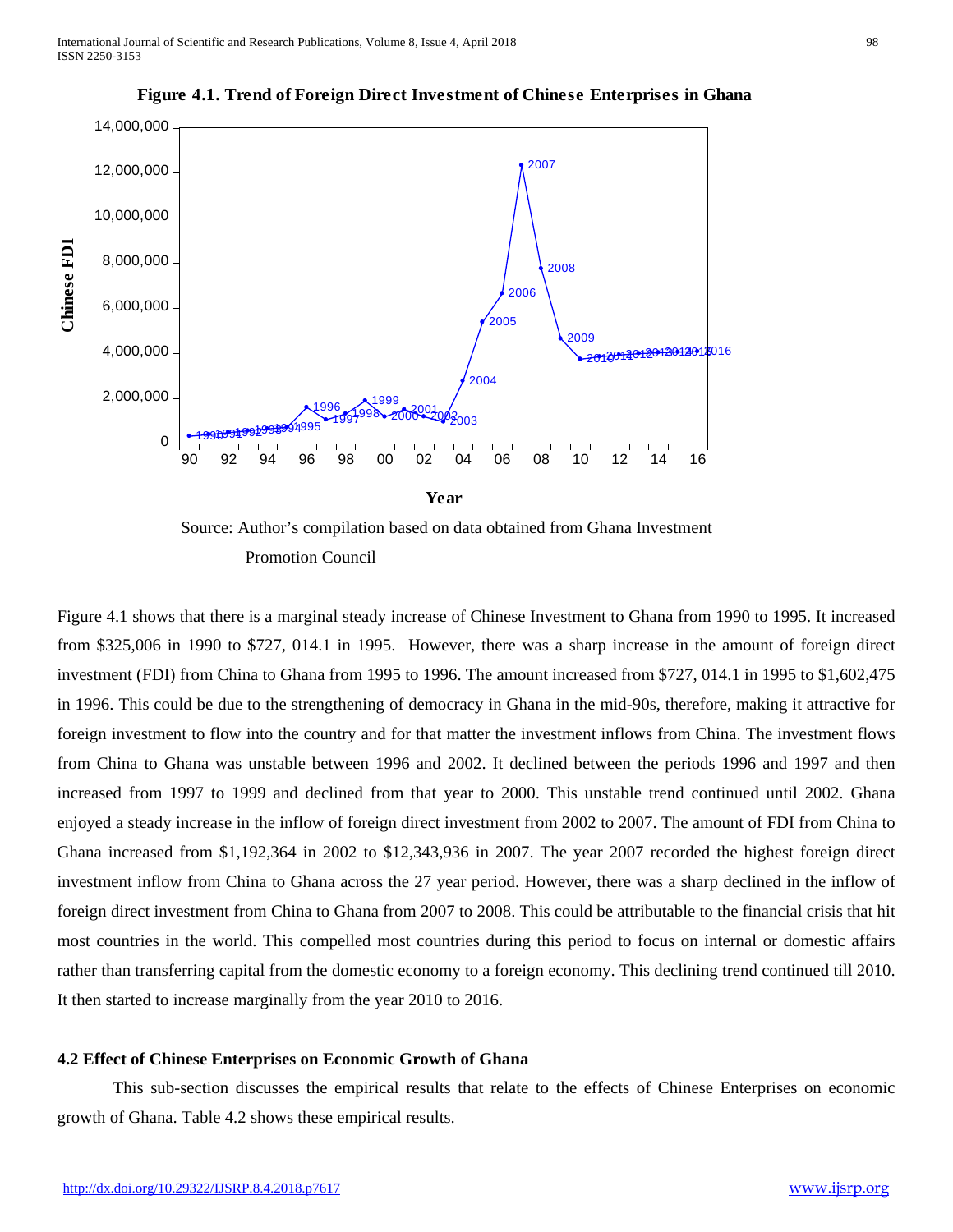**Figure 4.1. Trend of Foreign Direct Investment of Chinese Enterprises in Ghana**

Source: Author's compilation based on data obtained from Ghana Investment Promotion Council

Figure 4.1 shows that there is a marginal steady increase of Chinese Investment to Ghana from 1990 to 1995. It increased from $325,006 in 1990 to $727, 014.1 in 1995. However, there was a sharp increase in the amount of foreign direct investment (FDI) from China to Ghana from 1995 to 1996. The amount increased from $727, 014.1 in 1995 to $1,602,475 in 1996. This could be due to the strengthening of democracy in Ghana in the mid-90s, therefore, making it attractive for foreign investment to flow into the country and for that matter the investment inflows from China. The investment flows from China to Ghana was unstable between 1996 and 2002. It declined between the periods 1996 and 1997 and then increased from 1997 to 1999 and declined from that year to 2000. This unstable trend continued until 2002. Ghana enjoyed a steady increase in the inflow of foreign direct investment from 2002 to 2007. The amount of FDI from China to Ghana increased from $1,192,364 in 2002 to $12,343,936 in 2007. The year 2007 recorded the highest foreign direct investment inflow from China to Ghana across the 27 year period. However, there was a sharp declined in the inflow of foreign direct investment from China to Ghana from 2007 to 2008. This could be attributable to the financial crisis that hit most countries in the world. This compelled most countries during this period to focus on internal or domestic affairs rather than transferring capital from the domestic economy to a foreign economy. This declining trend continued till 2010. It then started to increase marginally from the year 2010 to 2016.

### 4.2 Effect of Chinese Enterprises on Economic Growth of Ghana

This sub-section discusses the empirical results that relate to the effects of Chinese Enterprises on economic growth of Ghana. Table 4.2 shows these empirical results.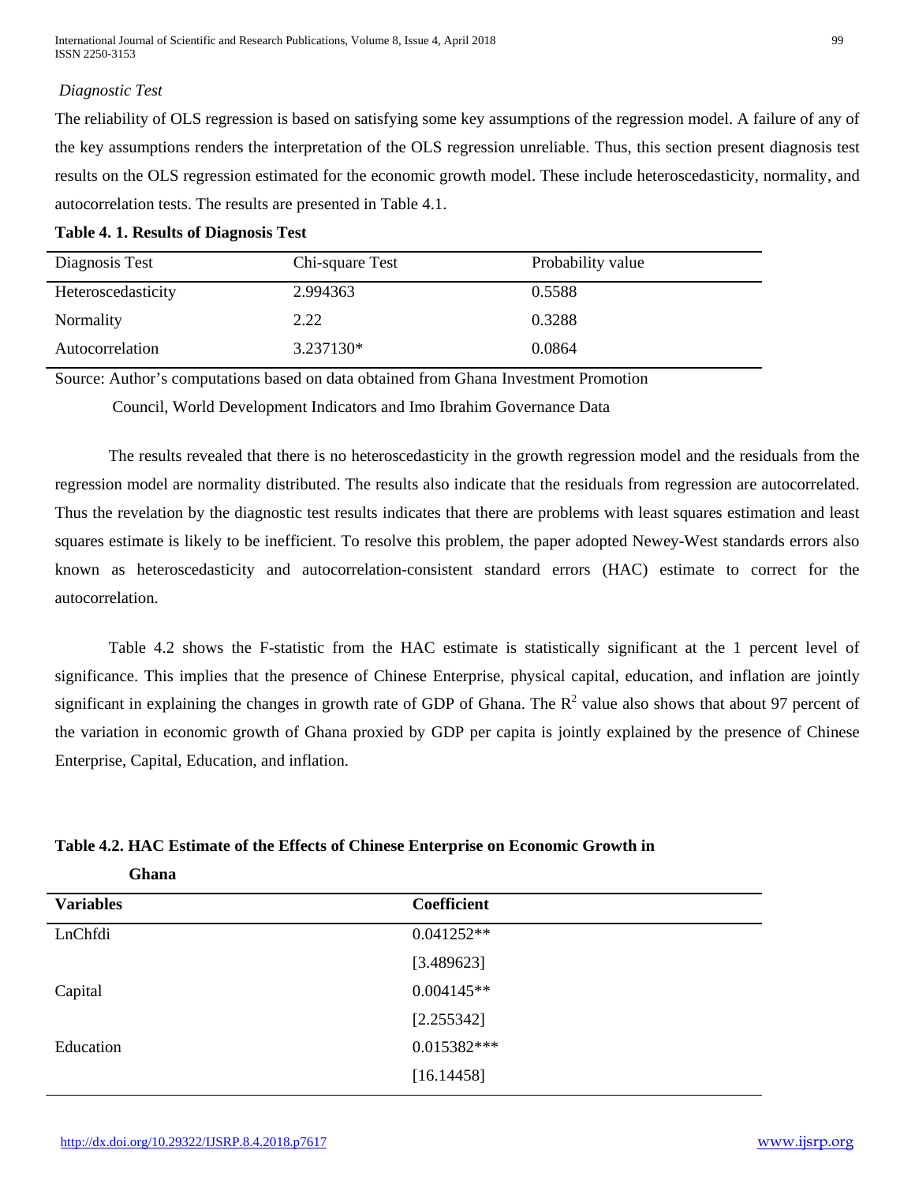*Diagnostic Test*

The reliability of OLS regression is based on satisfying some key assumptions of the regression model. A failure of any of the key assumptions renders the interpretation of the OLS regression unreliable. Thus, this section present diagnosis test results on the OLS regression estimated for the economic growth model. These include heteroscedasticity, normality, and autocorrelation tests. The results are presented in Table 4.1.

**Table 4. 1. Results of Diagnosis Test**

| Diagnosis Test | Chi-square Test | Probability value |
|---|---|---|
| Heteroscedasticity | 2.994363 | 0.5588 |
| Normality | 2.22 | 0.3288 |
| Autocorrelation | 3.237130* | 0.0864 |

Source: Author's computations based on data obtained from Ghana Investment Promotion Council, World Development Indicators and Imo Ibrahim Governance Data

The results revealed that there is no heteroscedasticity in the growth regression model and the residuals from the regression model are normality distributed. The results also indicate that the residuals from regression are autocorrelated. Thus the revelation by the diagnostic test results indicates that there are problems with least squares estimation and least squares estimate is likely to be inefficient. To resolve this problem, the paper adopted Newey-West standards errors also known as heteroscedasticity and autocorrelation-consistent standard errors (HAC) estimate to correct for the autocorrelation.

Table 4.2 shows the F-statistic from the HAC estimate is statistically significant at the 1 percent level of significance. This implies that the presence of Chinese Enterprise, physical capital, education, and inflation are jointly significant in explaining the changes in growth rate of GDP of Ghana. The $R^2$ value also shows that about 97 percent of the variation in economic growth of Ghana proxied by GDP per capita is jointly explained by the presence of Chinese Enterprise, Capital, Education, and inflation.

**Table 4.2. HAC Estimate of the Effects of Chinese Enterprise on Economic Growth in Ghana**

| **Variables** | **Coefficient** |
|---|---|
| LnChfdi | 0.041252** |
| | [3.489623] |
| Capital | 0.004145** |
| | [2.255342] |
| Education | 0.015382*** |
| | [16.14458] |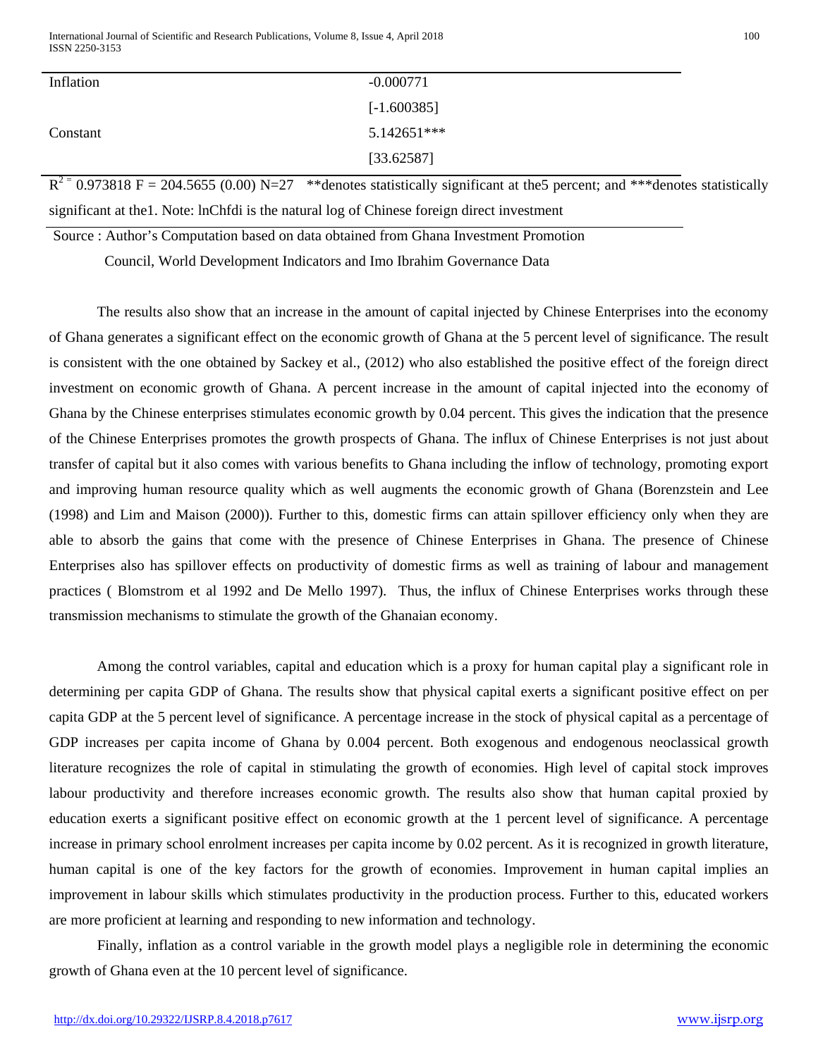| | |
|---|---|
| Inflation | -0.000771 |
| | [-1.600385] |
| Constant | 5.142651*** |
| | [33.62587] |

$R^2 =$ 0.973818 F = 204.5655 (0.00) N=27 **denotes statistically significant at the5 percent; and ***denotes statistically significant at the1. Note: lnChfdi is the natural log of Chinese foreign direct investment

Source : Author's Computation based on data obtained from Ghana Investment Promotion Council, World Development Indicators and Imo Ibrahim Governance Data

The results also show that an increase in the amount of capital injected by Chinese Enterprises into the economy of Ghana generates a significant effect on the economic growth of Ghana at the 5 percent level of significance. The result is consistent with the one obtained by Sackey et al., (2012) who also established the positive effect of the foreign direct investment on economic growth of Ghana. A percent increase in the amount of capital injected into the economy of Ghana by the Chinese enterprises stimulates economic growth by 0.04 percent. This gives the indication that the presence of the Chinese Enterprises promotes the growth prospects of Ghana. The influx of Chinese Enterprises is not just about transfer of capital but it also comes with various benefits to Ghana including the inflow of technology, promoting export and improving human resource quality which as well augments the economic growth of Ghana (Borenzstein and Lee (1998) and Lim and Maison (2000)). Further to this, domestic firms can attain spillover efficiency only when they are able to absorb the gains that come with the presence of Chinese Enterprises in Ghana. The presence of Chinese Enterprises also has spillover effects on productivity of domestic firms as well as training of labour and management practices ( Blomstrom et al 1992 and De Mello 1997). Thus, the influx of Chinese Enterprises works through these transmission mechanisms to stimulate the growth of the Ghanaian economy.

Among the control variables, capital and education which is a proxy for human capital play a significant role in determining per capita GDP of Ghana. The results show that physical capital exerts a significant positive effect on per capita GDP at the 5 percent level of significance. A percentage increase in the stock of physical capital as a percentage of GDP increases per capita income of Ghana by 0.004 percent. Both exogenous and endogenous neoclassical growth literature recognizes the role of capital in stimulating the growth of economies. High level of capital stock improves labour productivity and therefore increases economic growth. The results also show that human capital proxied by education exerts a significant positive effect on economic growth at the 1 percent level of significance. A percentage increase in primary school enrolment increases per capita income by 0.02 percent. As it is recognized in growth literature, human capital is one of the key factors for the growth of economies. Improvement in human capital implies an improvement in labour skills which stimulates productivity in the production process. Further to this, educated workers are more proficient at learning and responding to new information and technology.

Finally, inflation as a control variable in the growth model plays a negligible role in determining the economic growth of Ghana even at the 10 percent level of significance.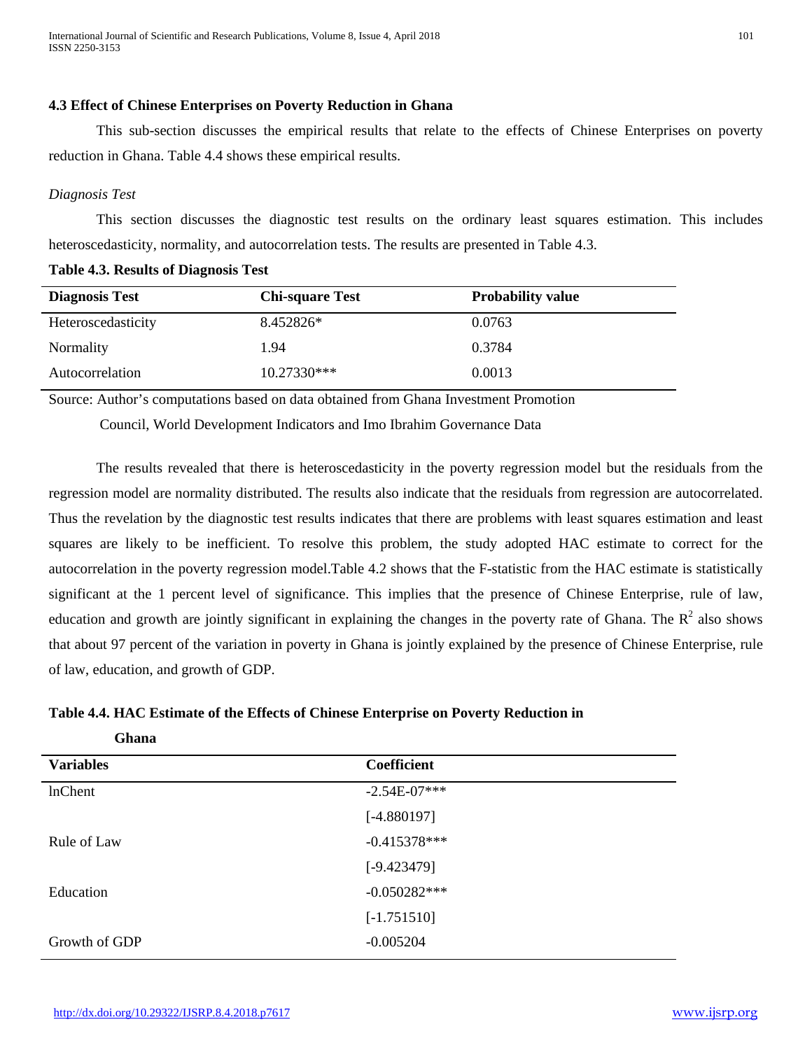### 4.3 Effect of Chinese Enterprises on Poverty Reduction in Ghana

This sub-section discusses the empirical results that relate to the effects of Chinese Enterprises on poverty reduction in Ghana. Table 4.4 shows these empirical results.

*Diagnosis Test*

This section discusses the diagnostic test results on the ordinary least squares estimation. This includes heteroscedasticity, normality, and autocorrelation tests. The results are presented in Table 4.3.

**Table 4.3. Results of Diagnosis Test**

| Diagnosis Test | Chi-square Test | Probability value |
|---|---|---|
| Heteroscedasticity | 8.452826* | 0.0763 |
| Normality | 1.94 | 0.3784 |
| Autocorrelation | 10.27330*** | 0.0013 |

Source: Author's computations based on data obtained from Ghana Investment Promotion Council, World Development Indicators and Imo Ibrahim Governance Data

The results revealed that there is heteroscedasticity in the poverty regression model but the residuals from the regression model are normality distributed. The results also indicate that the residuals from regression are autocorrelated. Thus the revelation by the diagnostic test results indicates that there are problems with least squares estimation and least squares are likely to be inefficient. To resolve this problem, the study adopted HAC estimate to correct for the autocorrelation in the poverty regression model.Table 4.2 shows that the F-statistic from the HAC estimate is statistically significant at the 1 percent level of significance. This implies that the presence of Chinese Enterprise, rule of law, education and growth are jointly significant in explaining the changes in the poverty rate of Ghana. The $R^2$ also shows that about 97 percent of the variation in poverty in Ghana is jointly explained by the presence of Chinese Enterprise, rule of law, education, and growth of GDP.

**Table 4.4. HAC Estimate of the Effects of Chinese Enterprise on Poverty Reduction in Ghana**

| Variables | Coefficient |
|---|---|
| lnChent | -2.54E-07*** |
| | [-4.880197] |
| Rule of Law | -0.415378*** |
| | [-9.423479] |
| Education | -0.050282*** |
| | [-1.751510] |
| Growth of GDP | -0.005204 |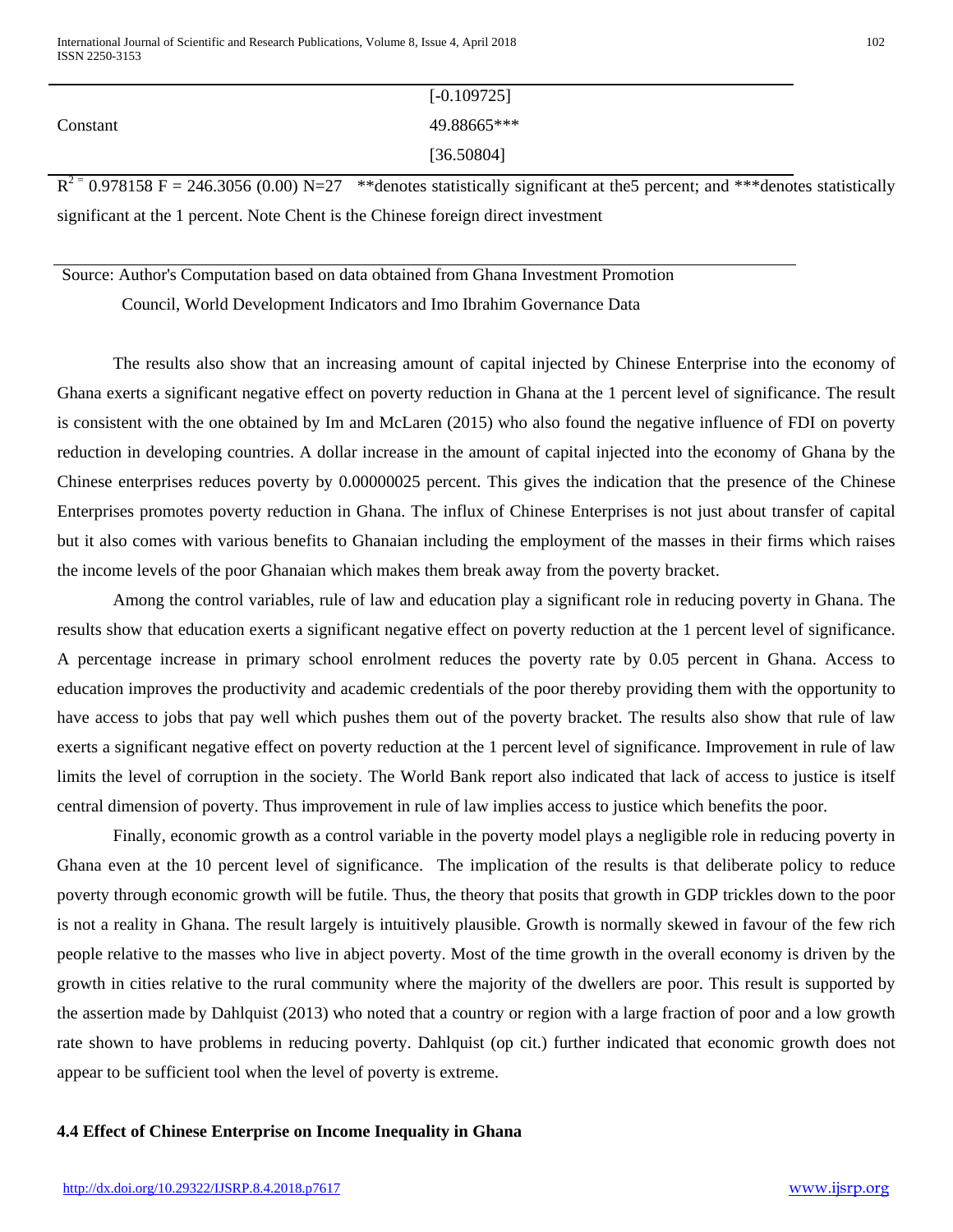| | |
|---|---|
| | [-0.109725] |
| Constant | 49.88665*** |
| | [36.50804] |

$R^2$ = 0.978158 F = 246.3056 (0.00) N=27 **denotes statistically significant at the5 percent; and ***denotes statistically significant at the 1 percent. Note Chent is the Chinese foreign direct investment

Source: Author's Computation based on data obtained from Ghana Investment Promotion Council, World Development Indicators and Imo Ibrahim Governance Data

The results also show that an increasing amount of capital injected by Chinese Enterprise into the economy of Ghana exerts a significant negative effect on poverty reduction in Ghana at the 1 percent level of significance. The result is consistent with the one obtained by Im and McLaren (2015) who also found the negative influence of FDI on poverty reduction in developing countries. A dollar increase in the amount of capital injected into the economy of Ghana by the Chinese enterprises reduces poverty by 0.00000025 percent. This gives the indication that the presence of the Chinese Enterprises promotes poverty reduction in Ghana. The influx of Chinese Enterprises is not just about transfer of capital but it also comes with various benefits to Ghanaian including the employment of the masses in their firms which raises the income levels of the poor Ghanaian which makes them break away from the poverty bracket.

Among the control variables, rule of law and education play a significant role in reducing poverty in Ghana. The results show that education exerts a significant negative effect on poverty reduction at the 1 percent level of significance. A percentage increase in primary school enrolment reduces the poverty rate by 0.05 percent in Ghana. Access to education improves the productivity and academic credentials of the poor thereby providing them with the opportunity to have access to jobs that pay well which pushes them out of the poverty bracket. The results also show that rule of law exerts a significant negative effect on poverty reduction at the 1 percent level of significance. Improvement in rule of law limits the level of corruption in the society. The World Bank report also indicated that lack of access to justice is itself central dimension of poverty. Thus improvement in rule of law implies access to justice which benefits the poor.

Finally, economic growth as a control variable in the poverty model plays a negligible role in reducing poverty in Ghana even at the 10 percent level of significance. The implication of the results is that deliberate policy to reduce poverty through economic growth will be futile. Thus, the theory that posits that growth in GDP trickles down to the poor is not a reality in Ghana. The result largely is intuitively plausible. Growth is normally skewed in favour of the few rich people relative to the masses who live in abject poverty. Most of the time growth in the overall economy is driven by the growth in cities relative to the rural community where the majority of the dwellers are poor. This result is supported by the assertion made by Dahlquist (2013) who noted that a country or region with a large fraction of poor and a low growth rate shown to have problems in reducing poverty. Dahlquist (op cit.) further indicated that economic growth does not appear to be sufficient tool when the level of poverty is extreme.

### 4.4 Effect of Chinese Enterprise on Income Inequality in Ghana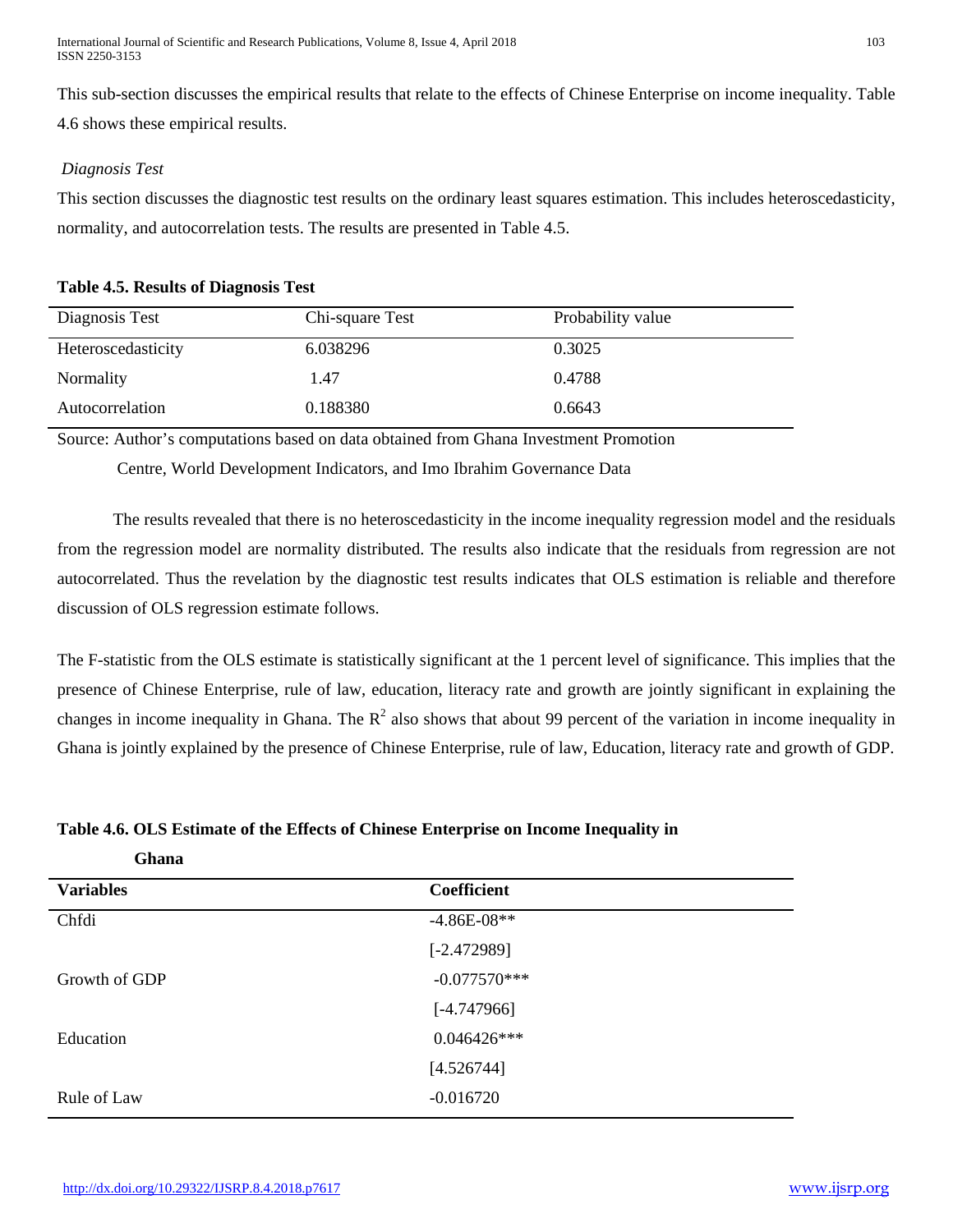This sub-section discusses the empirical results that relate to the effects of Chinese Enterprise on income inequality. Table 4.6 shows these empirical results.

*Diagnosis Test*

This section discusses the diagnostic test results on the ordinary least squares estimation. This includes heteroscedasticity, normality, and autocorrelation tests. The results are presented in Table 4.5.

**Table 4.5. Results of Diagnosis Test**

| Diagnosis Test | Chi-square Test | Probability value |
|---|---|---|
| Heteroscedasticity | 6.038296 | 0.3025 |
| Normality | 1.47 | 0.4788 |
| Autocorrelation | 0.188380 | 0.6643 |

Source: Author's computations based on data obtained from Ghana Investment Promotion Centre, World Development Indicators, and Imo Ibrahim Governance Data

The results revealed that there is no heteroscedasticity in the income inequality regression model and the residuals from the regression model are normality distributed. The results also indicate that the residuals from regression are not autocorrelated. Thus the revelation by the diagnostic test results indicates that OLS estimation is reliable and therefore discussion of OLS regression estimate follows.

The F-statistic from the OLS estimate is statistically significant at the 1 percent level of significance. This implies that the presence of Chinese Enterprise, rule of law, education, literacy rate and growth are jointly significant in explaining the changes in income inequality in Ghana. The $R^2$ also shows that about 99 percent of the variation in income inequality in Ghana is jointly explained by the presence of Chinese Enterprise, rule of law, Education, literacy rate and growth of GDP.

**Table 4.6. OLS Estimate of the Effects of Chinese Enterprise on Income Inequality in Ghana**

| Variables | Coefficient |
|---|---|
| Chfdi | -4.86E-08** |
| | [-2.472989] |
| Growth of GDP | -0.077570*** |
| | [-4.747966] |
| Education | 0.046426*** |
| | [4.526744] |
| Rule of Law | -0.016720 |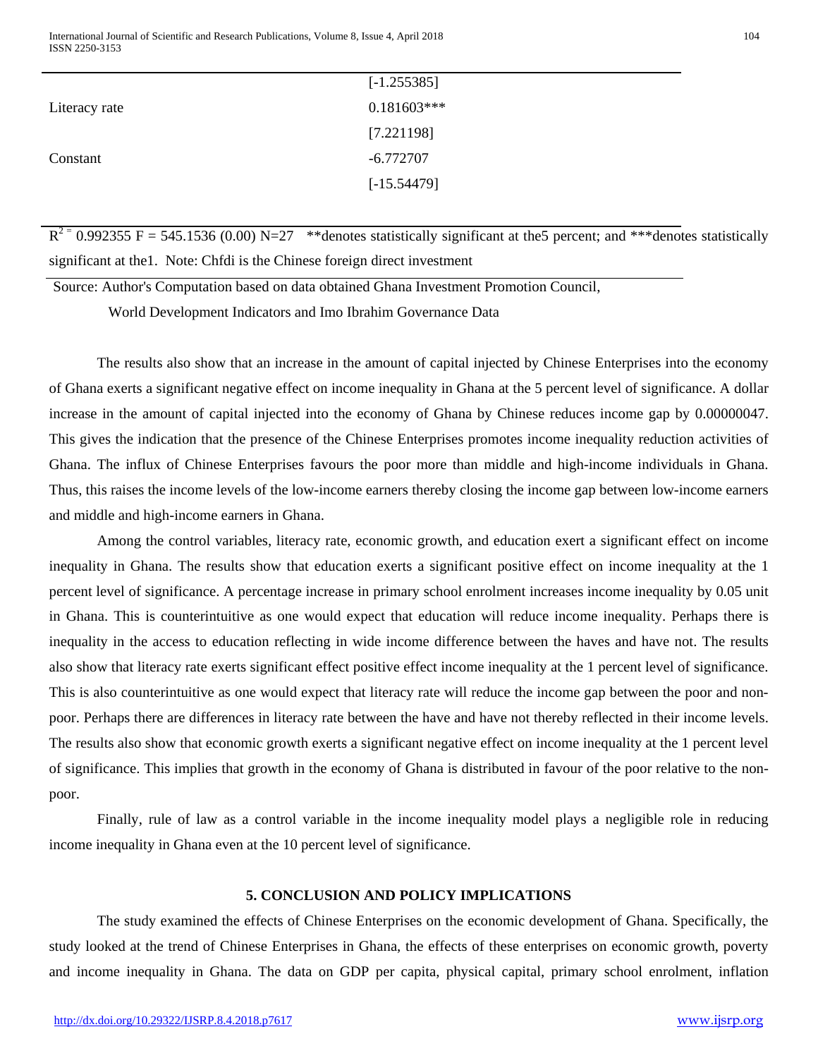| | |
|---|---|
| | [-1.255385] |
| Literacy rate | 0.181603*** |
| | [7.221198] |
| Constant | -6.772707 |
| | [-15.54479] |

$R^2$ = 0.992355 F = 545.1536 (0.00) N=27 **denotes statistically significant at the5 percent; and ***denotes statistically significant at the1. Note: Chfdi is the Chinese foreign direct investment

Source: Author's Computation based on data obtained Ghana Investment Promotion Council, World Development Indicators and Imo Ibrahim Governance Data

The results also show that an increase in the amount of capital injected by Chinese Enterprises into the economy of Ghana exerts a significant negative effect on income inequality in Ghana at the 5 percent level of significance. A dollar increase in the amount of capital injected into the economy of Ghana by Chinese reduces income gap by 0.00000047. This gives the indication that the presence of the Chinese Enterprises promotes income inequality reduction activities of Ghana. The influx of Chinese Enterprises favours the poor more than middle and high-income individuals in Ghana. Thus, this raises the income levels of the low-income earners thereby closing the income gap between low-income earners and middle and high-income earners in Ghana.

Among the control variables, literacy rate, economic growth, and education exert a significant effect on income inequality in Ghana. The results show that education exerts a significant positive effect on income inequality at the 1 percent level of significance. A percentage increase in primary school enrolment increases income inequality by 0.05 unit in Ghana. This is counterintuitive as one would expect that education will reduce income inequality. Perhaps there is inequality in the access to education reflecting in wide income difference between the haves and have not. The results also show that literacy rate exerts significant effect positive effect income inequality at the 1 percent level of significance. This is also counterintuitive as one would expect that literacy rate will reduce the income gap between the poor and non-poor. Perhaps there are differences in literacy rate between the have and have not thereby reflected in their income levels. The results also show that economic growth exerts a significant negative effect on income inequality at the 1 percent level of significance. This implies that growth in the economy of Ghana is distributed in favour of the poor relative to the non-poor.

Finally, rule of law as a control variable in the income inequality model plays a negligible role in reducing income inequality in Ghana even at the 10 percent level of significance.

## 5. CONCLUSION AND POLICY IMPLICATIONS

The study examined the effects of Chinese Enterprises on the economic development of Ghana. Specifically, the study looked at the trend of Chinese Enterprises in Ghana, the effects of these enterprises on economic growth, poverty and income inequality in Ghana. The data on GDP per capita, physical capital, primary school enrolment, inflation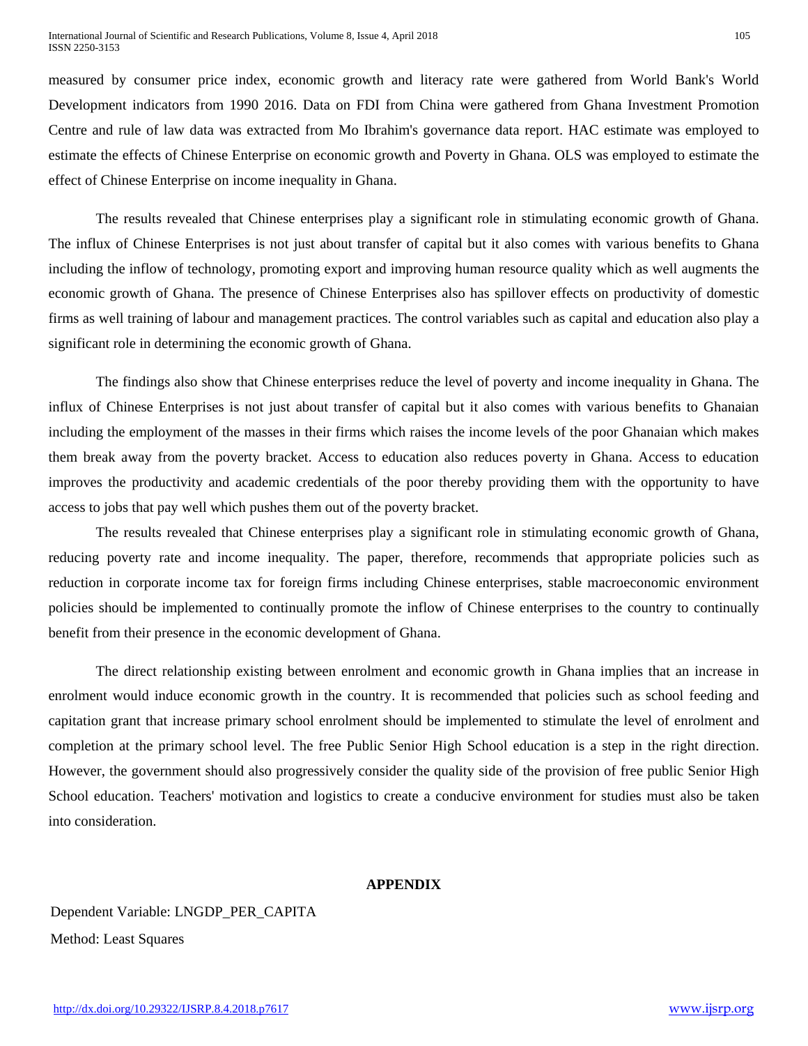measured by consumer price index, economic growth and literacy rate were gathered from World Bank's World Development indicators from 1990 2016. Data on FDI from China were gathered from Ghana Investment Promotion Centre and rule of law data was extracted from Mo Ibrahim's governance data report. HAC estimate was employed to estimate the effects of Chinese Enterprise on economic growth and Poverty in Ghana. OLS was employed to estimate the effect of Chinese Enterprise on income inequality in Ghana.

The results revealed that Chinese enterprises play a significant role in stimulating economic growth of Ghana. The influx of Chinese Enterprises is not just about transfer of capital but it also comes with various benefits to Ghana including the inflow of technology, promoting export and improving human resource quality which as well augments the economic growth of Ghana. The presence of Chinese Enterprises also has spillover effects on productivity of domestic firms as well training of labour and management practices. The control variables such as capital and education also play a significant role in determining the economic growth of Ghana.

The findings also show that Chinese enterprises reduce the level of poverty and income inequality in Ghana. The influx of Chinese Enterprises is not just about transfer of capital but it also comes with various benefits to Ghanaian including the employment of the masses in their firms which raises the income levels of the poor Ghanaian which makes them break away from the poverty bracket. Access to education also reduces poverty in Ghana. Access to education improves the productivity and academic credentials of the poor thereby providing them with the opportunity to have access to jobs that pay well which pushes them out of the poverty bracket.

The results revealed that Chinese enterprises play a significant role in stimulating economic growth of Ghana, reducing poverty rate and income inequality. The paper, therefore, recommends that appropriate policies such as reduction in corporate income tax for foreign firms including Chinese enterprises, stable macroeconomic environment policies should be implemented to continually promote the inflow of Chinese enterprises to the country to continually benefit from their presence in the economic development of Ghana.

The direct relationship existing between enrolment and economic growth in Ghana implies that an increase in enrolment would induce economic growth in the country. It is recommended that policies such as school feeding and capitation grant that increase primary school enrolment should be implemented to stimulate the level of enrolment and completion at the primary school level. The free Public Senior High School education is a step in the right direction. However, the government should also progressively consider the quality side of the provision of free public Senior High School education. Teachers' motivation and logistics to create a conducive environment for studies must also be taken into consideration.

## APPENDIX

Dependent Variable: LNGDP_PER_CAPITA

Method: Least Squares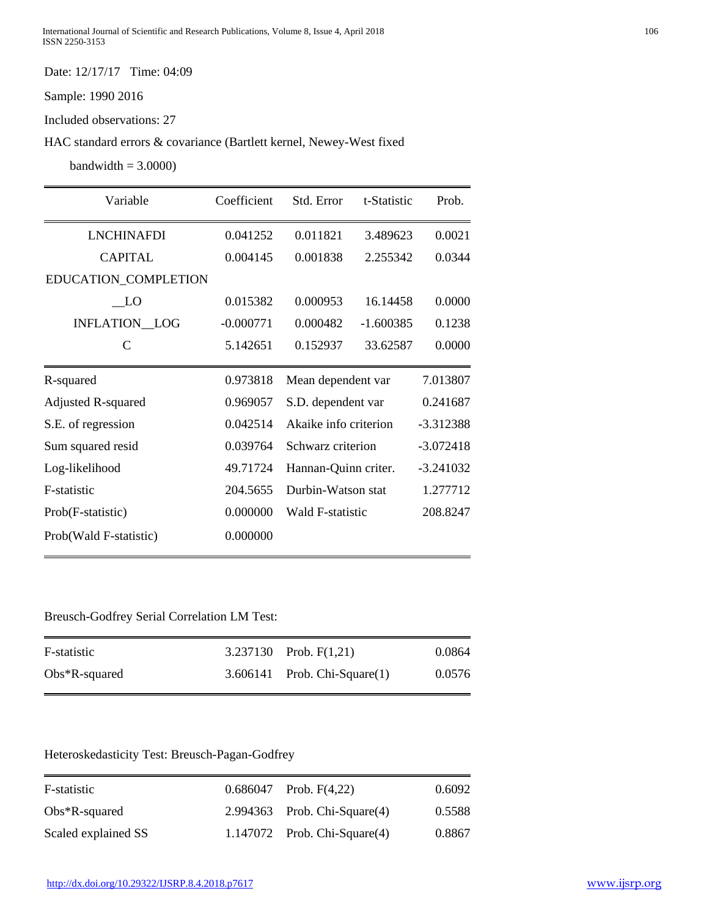Date: 12/17/17 Time: 04:09

Sample: 1990 2016

Included observations: 27

HAC standard errors & covariance (Bartlett kernel, Newey-West fixed

bandwidth = 3.0000)

| Variable | Coefficient | Std. Error | t-Statistic | Prob. |
|---|---|---|---|---|
| LNCHINAFDI | 0.041252 | 0.011821 | 3.489623 | 0.0021 |
| CAPITAL | 0.004145 | 0.001838 | 2.255342 | 0.0344 |
| EDUCATION_COMPLETION __LO | 0.015382 | 0.000953 | 16.14458 | 0.0000 |
| INFLATION__LOG | -0.000771 | 0.000482 | -1.600385 | 0.1238 |
| C | 5.142651 | 0.152937 | 33.62587 | 0.0000 |

| | | | |
|---|---|---|---|
| R-squared | 0.973818 | Mean dependent var | 7.013807 |
| Adjusted R-squared | 0.969057 | S.D. dependent var | 0.241687 |
| S.E. of regression | 0.042514 | Akaike info criterion | -3.312388 |
| Sum squared resid | 0.039764 | Schwarz criterion | -3.072418 |
| Log-likelihood | 49.71724 | Hannan-Quinn criter. | -3.241032 |
| F-statistic | 204.5655 | Durbin-Watson stat | 1.277712 |
| Prob(F-statistic) | 0.000000 | Wald F-statistic | 208.8247 |
| Prob(Wald F-statistic) | 0.000000 | | |

Breusch-Godfrey Serial Correlation LM Test:

| | | | |
|---|---|---|---|
| F-statistic | 3.237130 | Prob. F(1,21) | 0.0864 |
| Obs*R-squared | 3.606141 | Prob. Chi-Square(1) | 0.0576 |

Heteroskedasticity Test: Breusch-Pagan-Godfrey

| | | | |
|---|---|---|---|
| F-statistic | 0.686047 | Prob. F(4,22) | 0.6092 |
| Obs*R-squared | 2.994363 | Prob. Chi-Square(4) | 0.5588 |
| Scaled explained SS | 1.147072 | Prob. Chi-Square(4) | 0.8867 |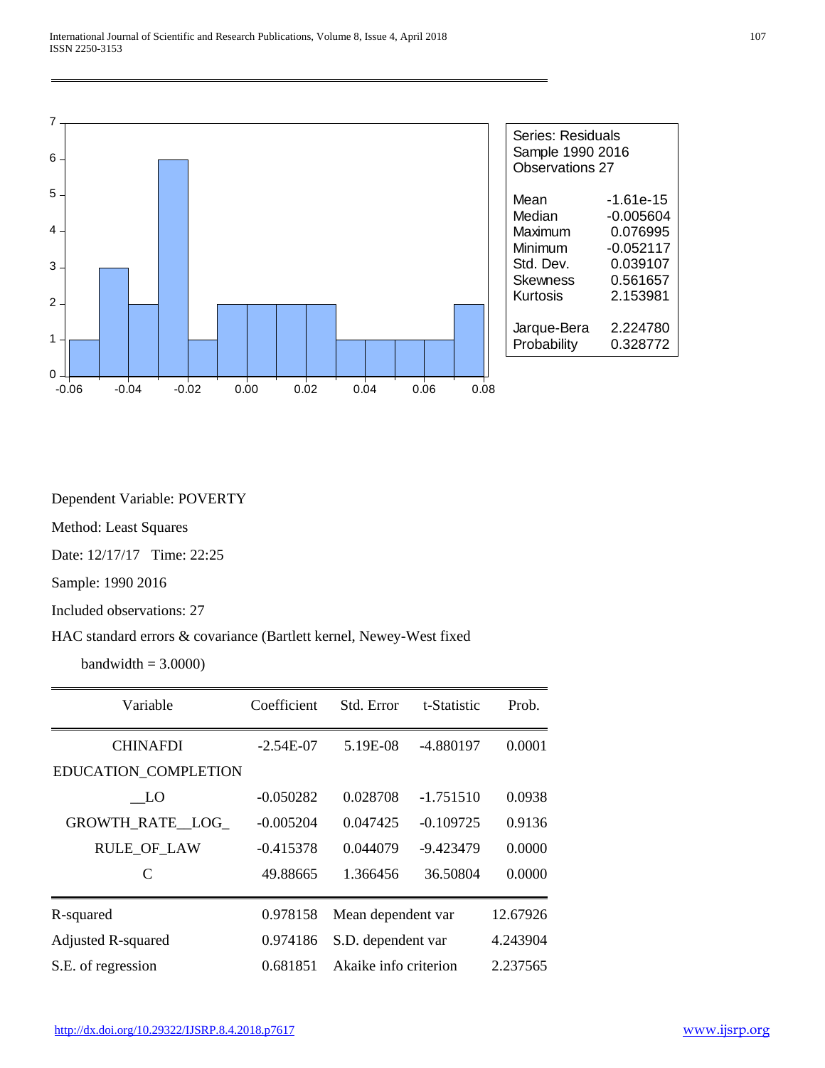| Series: Residuals | |
|---|---|
| Sample 1990 2016 | |
| Observations 27 | |
| Mean | -1.61e-15 |
| Median | -0.005604 |
| Maximum | 0.076995 |
| Minimum | -0.052117 |
| Std. Dev. | 0.039107 |
| Skewness | 0.561657 |
| Kurtosis | 2.153981 |
| Jarque-Bera | 2.224780 |
| Probability | 0.328772 |

Dependent Variable: POVERTY

Method: Least Squares

Date: 12/17/17 Time: 22:25

Sample: 1990 2016

Included observations: 27

HAC standard errors & covariance (Bartlett kernel, Newey-West fixed bandwidth = 3.0000)

| Variable | Coefficient | Std. Error | t-Statistic | Prob. |
|---|---|---|---|---|
| CHINAFDI | -2.54E-07 | 5.19E-08 | -4.880197 | 0.0001 |
| EDUCATION_COMPLETION __LO | -0.050282 | 0.028708 | -1.751510 | 0.0938 |
| GROWTH_RATE__LOG_ | -0.005204 | 0.047425 | -0.109725 | 0.9136 |
| RULE_OF_LAW | -0.415378 | 0.044079 | -9.423479 | 0.0000 |
| C | 49.88665 | 1.366456 | 36.50804 | 0.0000 |

| | | | |
|---|---|---|---|
| R-squared | 0.978158 | Mean dependent var | 12.67926 |
| Adjusted R-squared | 0.974186 | S.D. dependent var | 4.243904 |
| S.E. of regression | 0.681851 | Akaike info criterion | 2.237565 |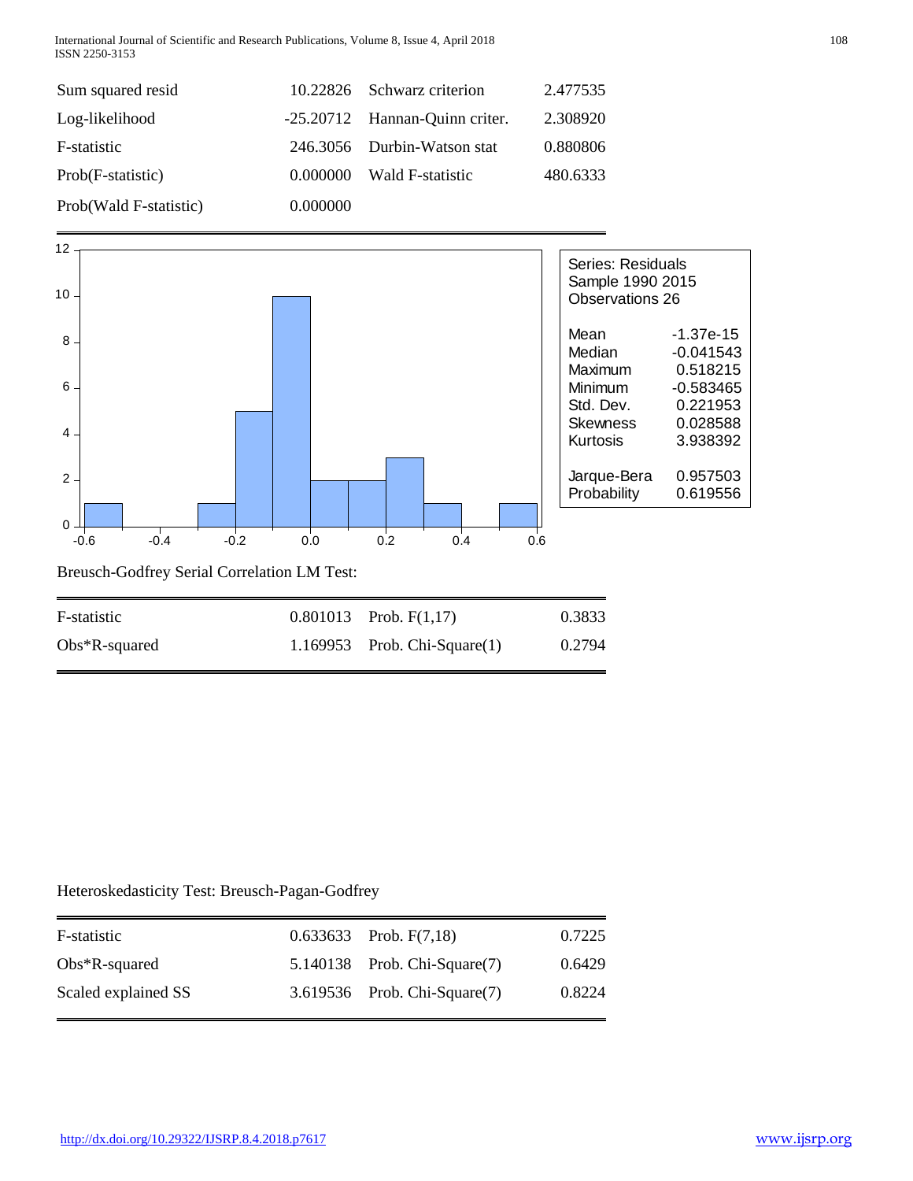| | | | |
|---|---|---|---|
| Sum squared resid | 10.22826 | Schwarz criterion | 2.477535 |
| Log-likelihood | -25.20712 | Hannan-Quinn criter. | 2.308920 |
| F-statistic | 246.3056 | Durbin-Watson stat | 0.880806 |
| Prob(F-statistic) | 0.000000 | Wald F-statistic | 480.6333 |
| Prob(Wald F-statistic) | 0.000000 | | |

| Series: Residuals | |
|---|---|
| Sample 1990 2015 | |
| Observations 26 | |
| Mean | -1.37e-15 |
| Median | -0.041543 |
| Maximum | 0.518215 |
| Minimum | -0.583465 |
| Std. Dev. | 0.221953 |
| Skewness | 0.028588 |
| Kurtosis | 3.938392 |
| Jarque-Bera | 0.957503 |
| Probability | 0.619556 |

Breusch-Godfrey Serial Correlation LM Test:

| | | | |
|---|---|---|---|
| F-statistic | 0.801013 | Prob. F(1,17) | 0.3833 |
| Obs*R-squared | 1.169953 | Prob. Chi-Square(1) | 0.2794 |

Heteroskedasticity Test: Breusch-Pagan-Godfrey

| | | | |
|---|---|---|---|
| F-statistic | 0.633633 | Prob. F(7,18) | 0.7225 |
| Obs*R-squared | 5.140138 | Prob. Chi-Square(7) | 0.6429 |
| Scaled explained SS | 3.619536 | Prob. Chi-Square(7) | 0.8224 |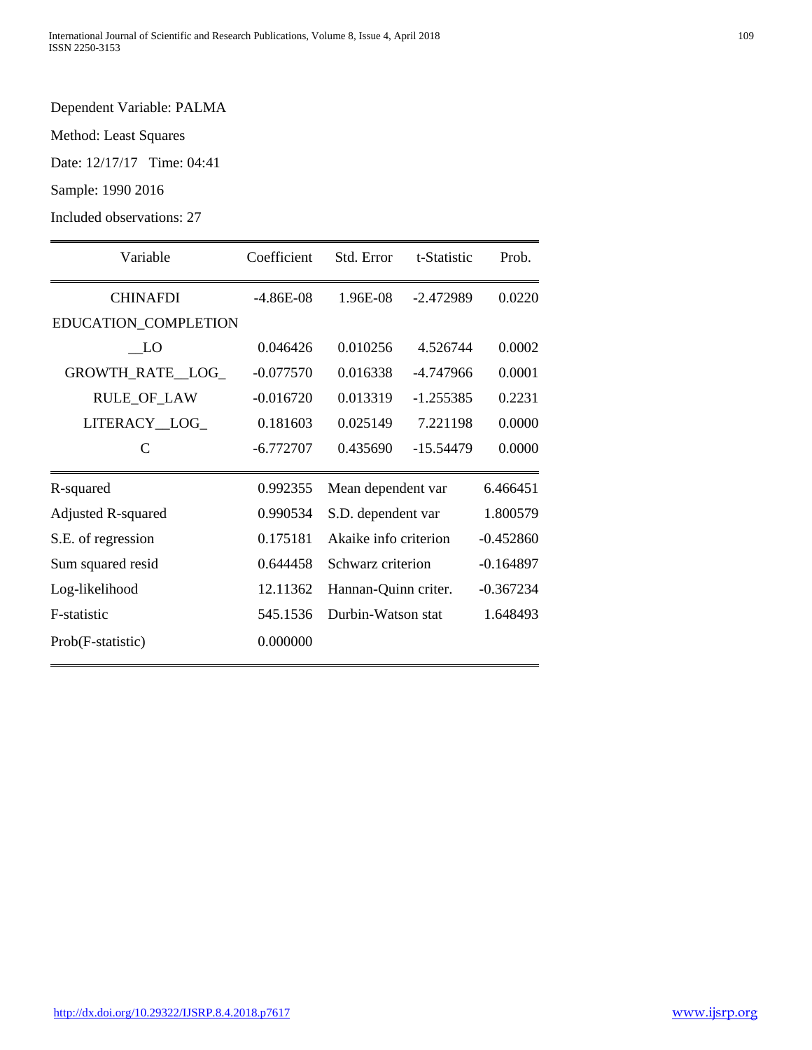Dependent Variable: PALMA

Method: Least Squares

Date: 12/17/17 Time: 04:41

Sample: 1990 2016

Included observations: 27

| Variable | Coefficient | Std. Error | t-Statistic | Prob. |
|---|---|---|---|---|
| CHINAFDI | -4.86E-08 | 1.96E-08 | -2.472989 | 0.0220 |
| EDUCATION_COMPLETION __LO | 0.046426 | 0.010256 | 4.526744 | 0.0002 |
| GROWTH_RATE__LOG_ | -0.077570 | 0.016338 | -4.747966 | 0.0001 |
| RULE_OF_LAW | -0.016720 | 0.013319 | -1.255385 | 0.2231 |
| LITERACY__LOG_ | 0.181603 | 0.025149 | 7.221198 | 0.0000 |
| C | -6.772707 | 0.435690 | -15.54479 | 0.0000 |

| | | | |
|---|---|---|---|
| R-squared | 0.992355 | Mean dependent var | 6.466451 |
| Adjusted R-squared | 0.990534 | S.D. dependent var | 1.800579 |
| S.E. of regression | 0.175181 | Akaike info criterion | -0.452860 |
| Sum squared resid | 0.644458 | Schwarz criterion | -0.164897 |
| Log-likelihood | 12.11362 | Hannan-Quinn criter. | -0.367234 |
| F-statistic | 545.1536 | Durbin-Watson stat | 1.648493 |
| Prob(F-statistic) | 0.000000 | | |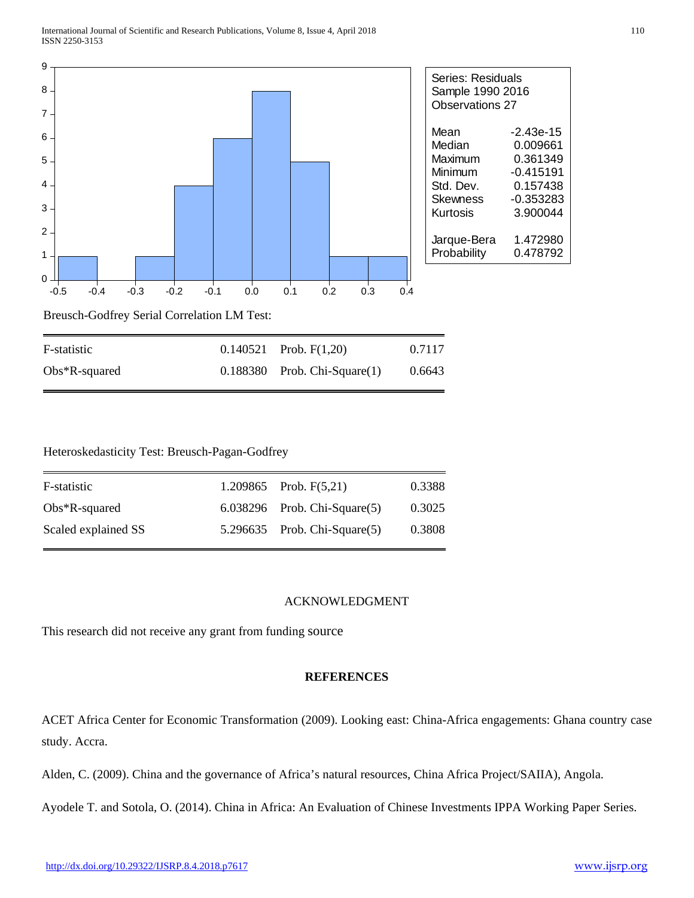| Series: Residuals | |
|---|---|
| Sample 1990 2016 | |
| Observations 27 | |
| Mean | -2.43e-15 |
| Median | 0.009661 |
| Maximum | 0.361349 |
| Minimum | -0.415191 |
| Std. Dev. | 0.157438 |
| Skewness | -0.353283 |
| Kurtosis | 3.900044 |
| Jarque-Bera | 1.472980 |
| Probability | 0.478792 |

Breusch-Godfrey Serial Correlation LM Test:

| | | | |
|---|---|---|---|
| F-statistic | 0.140521 | Prob. F(1,20) | 0.7117 |
| Obs*R-squared | 0.188380 | Prob. Chi-Square(1) | 0.6643 |

Heteroskedasticity Test: Breusch-Pagan-Godfrey

| | | | |
|---|---|---|---|
| F-statistic | 1.209865 | Prob. F(5,21) | 0.3388 |
| Obs*R-squared | 6.038296 | Prob. Chi-Square(5) | 0.3025 |
| Scaled explained SS | 5.296635 | Prob. Chi-Square(5) | 0.3808 |

## ACKNOWLEDGMENT

This research did not receive any grant from funding source

## REFERENCES

ACET Africa Center for Economic Transformation (2009). Looking east: China-Africa engagements: Ghana country case study. Accra.

Alden, C. (2009). China and the governance of Africa's natural resources, China Africa Project/SAIIA), Angola.

Ayodele T. and Sotola, O. (2014). China in Africa: An Evaluation of Chinese Investments IPPA Working Paper Series.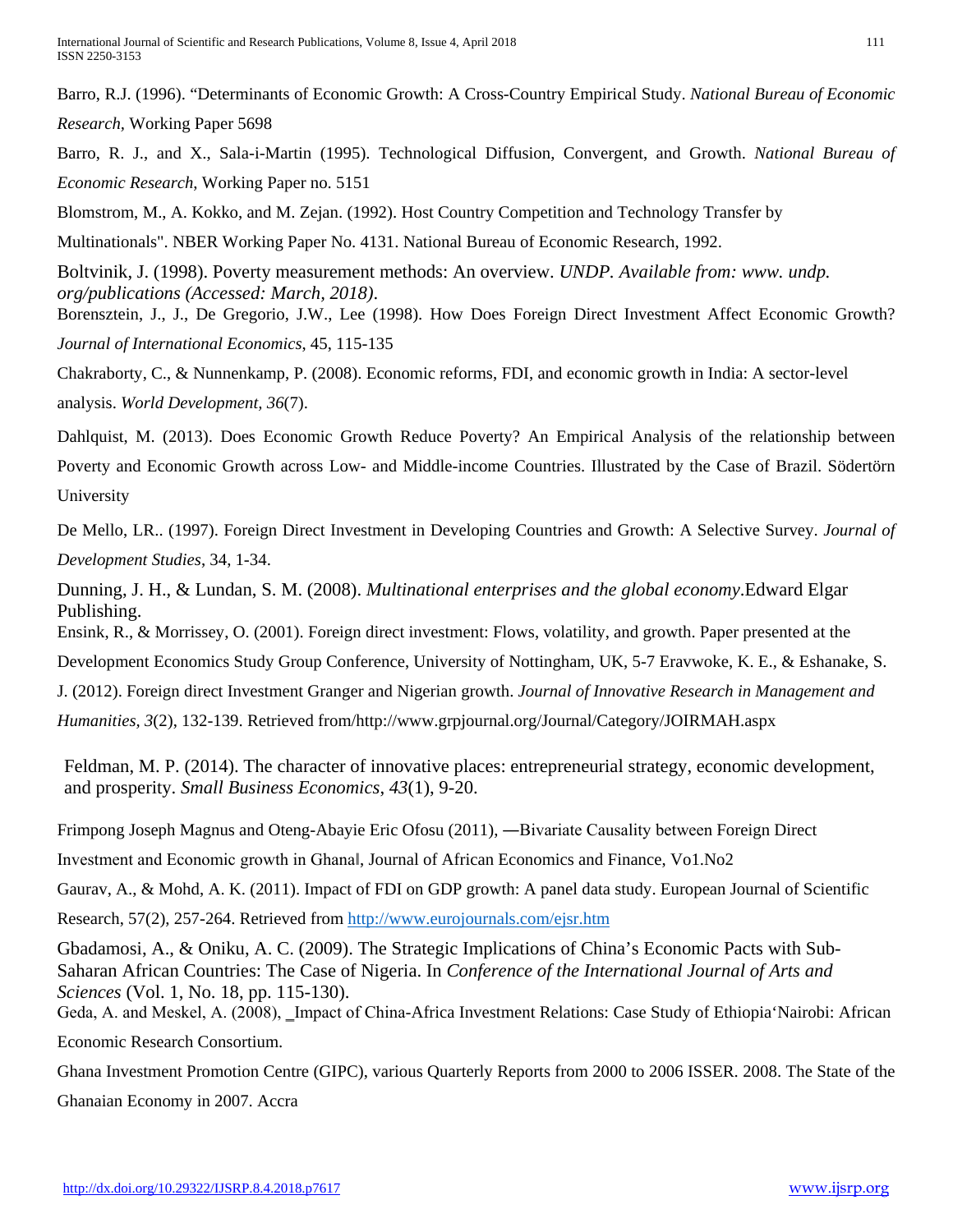Barro, R.J. (1996). "Determinants of Economic Growth: A Cross-Country Empirical Study. *National Bureau of Economic Research*, Working Paper 5698

Barro, R. J., and X., Sala-i-Martin (1995). Technological Diffusion, Convergent, and Growth. *National Bureau of Economic Research*, Working Paper no. 5151

Blomstrom, M., A. Kokko, and M. Zejan. (1992). Host Country Competition and Technology Transfer by Multinationals". NBER Working Paper No. 4131. National Bureau of Economic Research, 1992.

Boltvinik, J. (1998). Poverty measurement methods: An overview. *UNDP. Available from: www. undp. org/publications (Accessed: March, 2018)*.

Borensztein, J., J., De Gregorio, J.W., Lee (1998). How Does Foreign Direct Investment Affect Economic Growth? *Journal of International Economics*, 45, 115-135

Chakraborty, C., & Nunnenkamp, P. (2008). Economic reforms, FDI, and economic growth in India: A sector-level analysis. *World Development, 36*(7).

Dahlquist, M. (2013). Does Economic Growth Reduce Poverty? An Empirical Analysis of the relationship between Poverty and Economic Growth across Low- and Middle-income Countries. Illustrated by the Case of Brazil. Södertörn University

De Mello, LR.. (1997). Foreign Direct Investment in Developing Countries and Growth: A Selective Survey. *Journal of Development Studies*, 34, 1-34.

Dunning, J. H., & Lundan, S. M. (2008). *Multinational enterprises and the global economy*.Edward Elgar Publishing.

Ensink, R., & Morrissey, O. (2001). Foreign direct investment: Flows, volatility, and growth. Paper presented at the Development Economics Study Group Conference, University of Nottingham, UK, 5-7 Eravwoke, K. E., & Eshanake, S. J. (2012). Foreign direct Investment Granger and Nigerian growth. *Journal of Innovative Research in Management and Humanities, 3*(2), 132-139. Retrieved from/http://www.grpjournal.org/Journal/Category/JOIRMAH.aspx

Feldman, M. P. (2014). The character of innovative places: entrepreneurial strategy, economic development, and prosperity. *Small Business Economics*, *43*(1), 9-20.

Frimpong Joseph Magnus and Oteng-Abayie Eric Ofosu (2011), ―Bivariate Causality between Foreign Direct Investment and Economic growth in Ghana‖, Journal of African Economics and Finance, Vo1.No2

Gaurav, A., & Mohd, A. K. (2011). Impact of FDI on GDP growth: A panel data study. European Journal of Scientific Research, 57(2), 257-264. Retrieved from http://www.eurojournals.com/ejsr.htm

Gbadamosi, A., & Oniku, A. C. (2009). The Strategic Implications of China's Economic Pacts with Sub-Saharan African Countries: The Case of Nigeria. In *Conference of the International Journal of Arts and Sciences* (Vol. 1, No. 18, pp. 115-130).

Geda, A. and Meskel, A. (2008), ‗Impact of China-Africa Investment Relations: Case Study of Ethiopia'Nairobi: African Economic Research Consortium.

Ghana Investment Promotion Centre (GIPC), various Quarterly Reports from 2000 to 2006 ISSER. 2008. The State of the Ghanaian Economy in 2007. Accra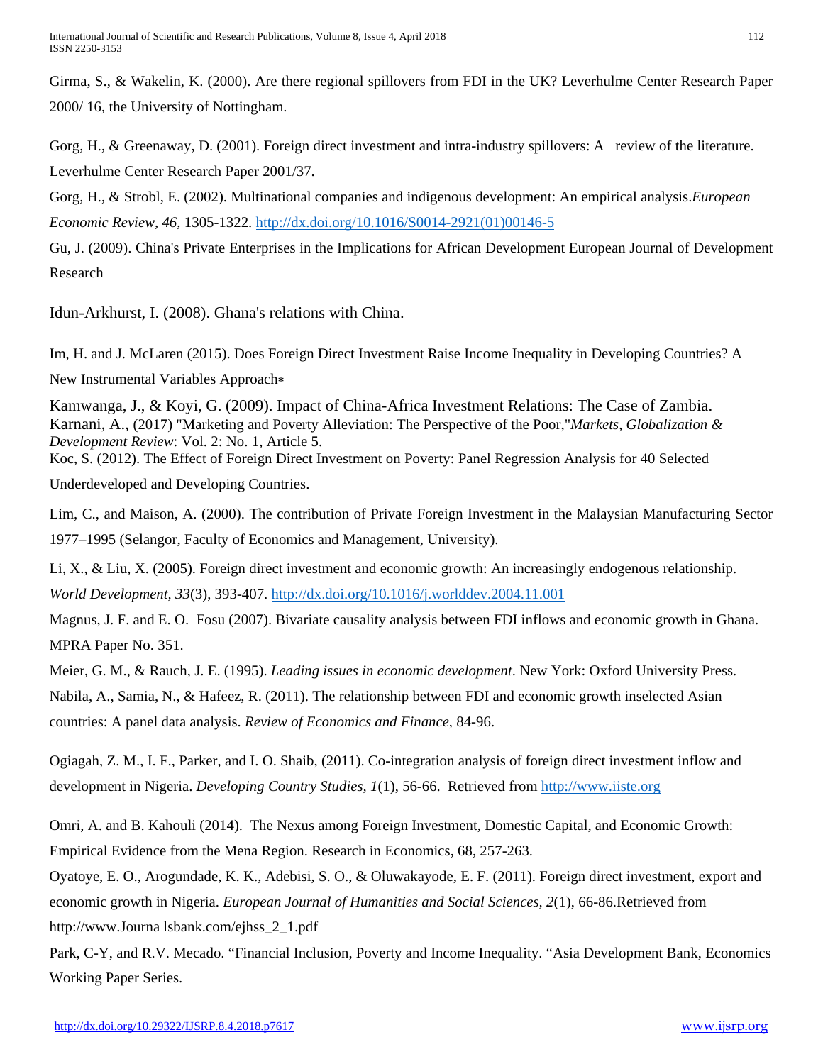Girma, S., & Wakelin, K. (2000). Are there regional spillovers from FDI in the UK? Leverhulme Center Research Paper 2000/ 16, the University of Nottingham.

Gorg, H., & Greenaway, D. (2001). Foreign direct investment and intra-industry spillovers: A review of the literature. Leverhulme Center Research Paper 2001/37.

Gorg, H., & Strobl, E. (2002). Multinational companies and indigenous development: An empirical analysis.*European Economic Review, 46,* 1305-1322. http://dx.doi.org/10.1016/S0014-2921(01)00146-5

Gu, J. (2009). China's Private Enterprises in the Implications for African Development European Journal of Development Research

Idun-Arkhurst, I. (2008). Ghana's relations with China.

Im, H. and J. McLaren (2015). Does Foreign Direct Investment Raise Income Inequality in Developing Countries? A New Instrumental Variables Approach∗

Kamwanga, J., & Koyi, G. (2009). Impact of China-Africa Investment Relations: The Case of Zambia.

Karnani, A., (2017) "Marketing and Poverty Alleviation: The Perspective of the Poor,"*Markets, Globalization & Development Review*: Vol. 2: No. 1, Article 5.

Koc, S. (2012). The Effect of Foreign Direct Investment on Poverty: Panel Regression Analysis for 40 Selected Underdeveloped and Developing Countries.

Lim, C., and Maison, A. (2000). The contribution of Private Foreign Investment in the Malaysian Manufacturing Sector 1977–1995 (Selangor, Faculty of Economics and Management, University).

Li, X., & Liu, X. (2005). Foreign direct investment and economic growth: An increasingly endogenous relationship. *World Development, 33*(3), 393-407. http://dx.doi.org/10.1016/j.worlddev.2004.11.001

Magnus, J. F. and E. O. Fosu (2007). Bivariate causality analysis between FDI inflows and economic growth in Ghana. MPRA Paper No. 351.

Meier, G. M., & Rauch, J. E. (1995). *Leading issues in economic development*. New York: Oxford University Press.

Nabila, A., Samia, N., & Hafeez, R. (2011). The relationship between FDI and economic growth inselected Asian countries: A panel data analysis. *Review of Economics and Finance*, 84-96.

Ogiagah, Z. M., I. F., Parker, and I. O. Shaib, (2011). Co-integration analysis of foreign direct investment inflow and development in Nigeria. *Developing Country Studies, 1*(1), 56-66. Retrieved from http://www.iiste.org

Omri, A. and B. Kahouli (2014). The Nexus among Foreign Investment, Domestic Capital, and Economic Growth: Empirical Evidence from the Mena Region. Research in Economics, 68, 257-263.

Oyatoye, E. O., Arogundade, K. K., Adebisi, S. O., & Oluwakayode, E. F. (2011). Foreign direct investment, export and economic growth in Nigeria. *European Journal of Humanities and Social Sciences, 2*(1), 66-86.Retrieved from http://www.Journa lsbank.com/ejhss_2_1.pdf

Park, C-Y, and R.V. Mecado. "Financial Inclusion, Poverty and Income Inequality. "Asia Development Bank, Economics Working Paper Series.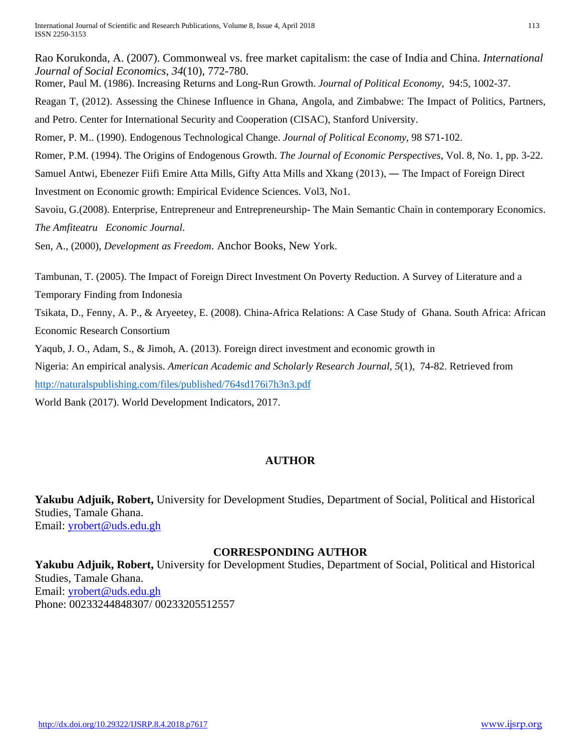Rao Korukonda, A. (2007). Commonweal vs. free market capitalism: the case of India and China. *International Journal of Social Economics*, *34*(10), 772-780.

Romer, Paul M. (1986). Increasing Returns and Long-Run Growth. *Journal of Political Economy*, 94:5, 1002-37.

Reagan T, (2012). Assessing the Chinese Influence in Ghana, Angola, and Zimbabwe: The Impact of Politics, Partners, and Petro. Center for International Security and Cooperation (CISAC), Stanford University.

Romer, P. M.. (1990). Endogenous Technological Change. *Journal of Political Economy*, 98 S71-102.

Romer, P.M. (1994). The Origins of Endogenous Growth. *The Journal of Economic Perspectives*, Vol. 8, No. 1, pp. 3-22.

Samuel Antwi, Ebenezer Fiifi Emire Atta Mills, Gifty Atta Mills and Xkang (2013), ― The Impact of Foreign Direct Investment on Economic growth: Empirical Evidence Sciences. Vol3, No1.

Savoiu, G.(2008). Enterprise, Entrepreneur and Entrepreneurship- The Main Semantic Chain in contemporary Economics. *The Amfiteatru Economic Journal*.

Sen, A., (2000), *Development as Freedom*. Anchor Books, New York.

Tambunan, T. (2005). The Impact of Foreign Direct Investment On Poverty Reduction. A Survey of Literature and a Temporary Finding from Indonesia

Tsikata, D., Fenny, A. P., & Aryeetey, E. (2008). China-Africa Relations: A Case Study of Ghana. South Africa: African Economic Research Consortium

Yaqub, J. O., Adam, S., & Jimoh, A. (2013). Foreign direct investment and economic growth in Nigeria: An empirical analysis. *American Academic and Scholarly Research Journal, 5*(1), 74-82. Retrieved from http://naturalspublishing.com/files/published/764sd176i7h3n3.pdf

World Bank (2017). World Development Indicators, 2017.

## AUTHOR

**Yakubu Adjuik, Robert,** University for Development Studies, Department of Social, Political and Historical Studies, Tamale Ghana.
Email: yrobert@uds.edu.gh

## CORRESPONDING AUTHOR

**Yakubu Adjuik, Robert,** University for Development Studies, Department of Social, Political and Historical Studies, Tamale Ghana.
Email: yrobert@uds.edu.gh
Phone: 00233244848307/ 00233205512557